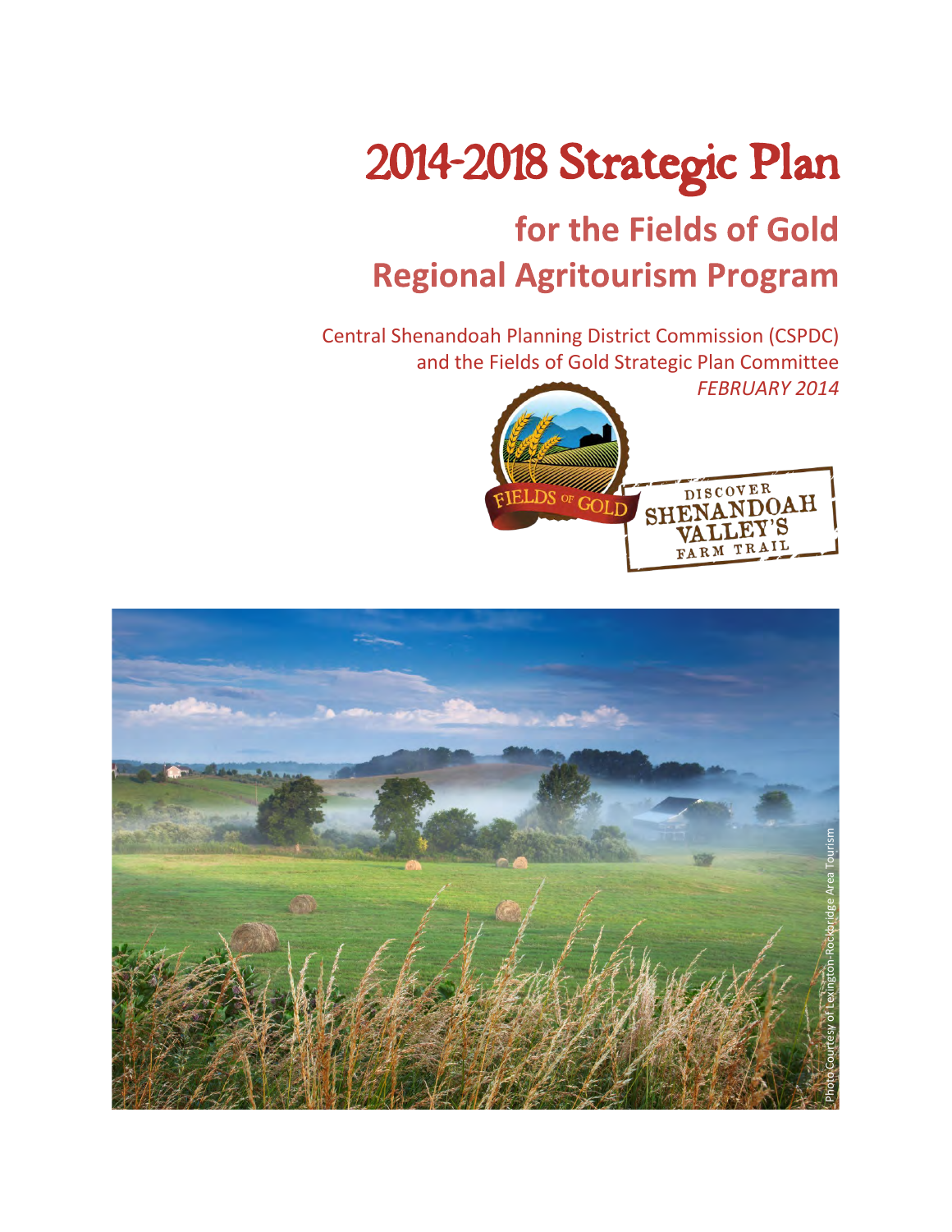# 2014-2018 Strategic Plan

## for the Fields of Gold Regional Agritourism Program

Central Shenandoah Planning District Commission (CSPDC) and the Fields of Gold Strategic Plan Committee

*FEBRUARY 2014*

Photo Courtesy of Lexington-Rockbridge Area Tourism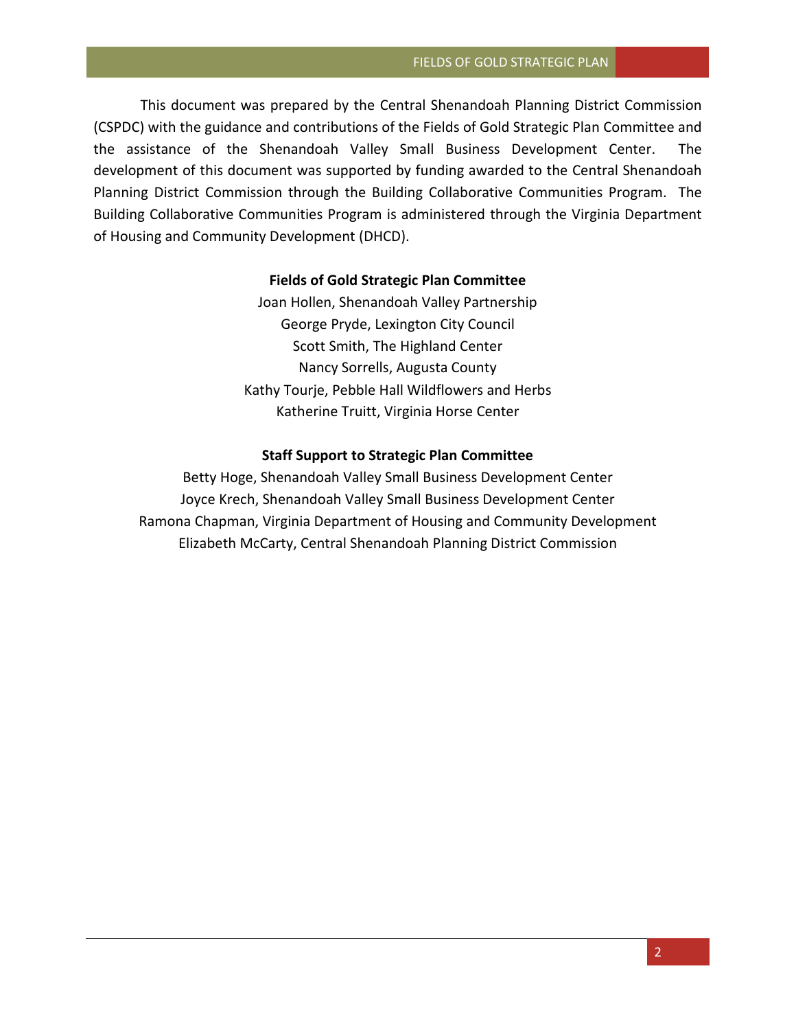This document was prepared by the Central Shenandoah Planning District Commission (CSPDC) with the guidance and contributions of the Fields of Gold Strategic Plan Committee and the assistance of the Shenandoah Valley Small Business Development Center. The development of this document was supported by funding awarded to the Central Shenandoah Planning District Commission through the Building Collaborative Communities Program. The Building Collaborative Communities Program is administered through the Virginia Department of Housing and Community Development (DHCD).

**Fields of Gold Strategic Plan Committee**

Joan Hollen, Shenandoah Valley Partnership
George Pryde, Lexington City Council
Scott Smith, The Highland Center
Nancy Sorrells, Augusta County
Kathy Tourje, Pebble Hall Wildflowers and Herbs
Katherine Truitt, Virginia Horse Center

**Staff Support to Strategic Plan Committee**

Betty Hoge, Shenandoah Valley Small Business Development Center
Joyce Krech, Shenandoah Valley Small Business Development Center
Ramona Chapman, Virginia Department of Housing and Community Development
Elizabeth McCarty, Central Shenandoah Planning District Commission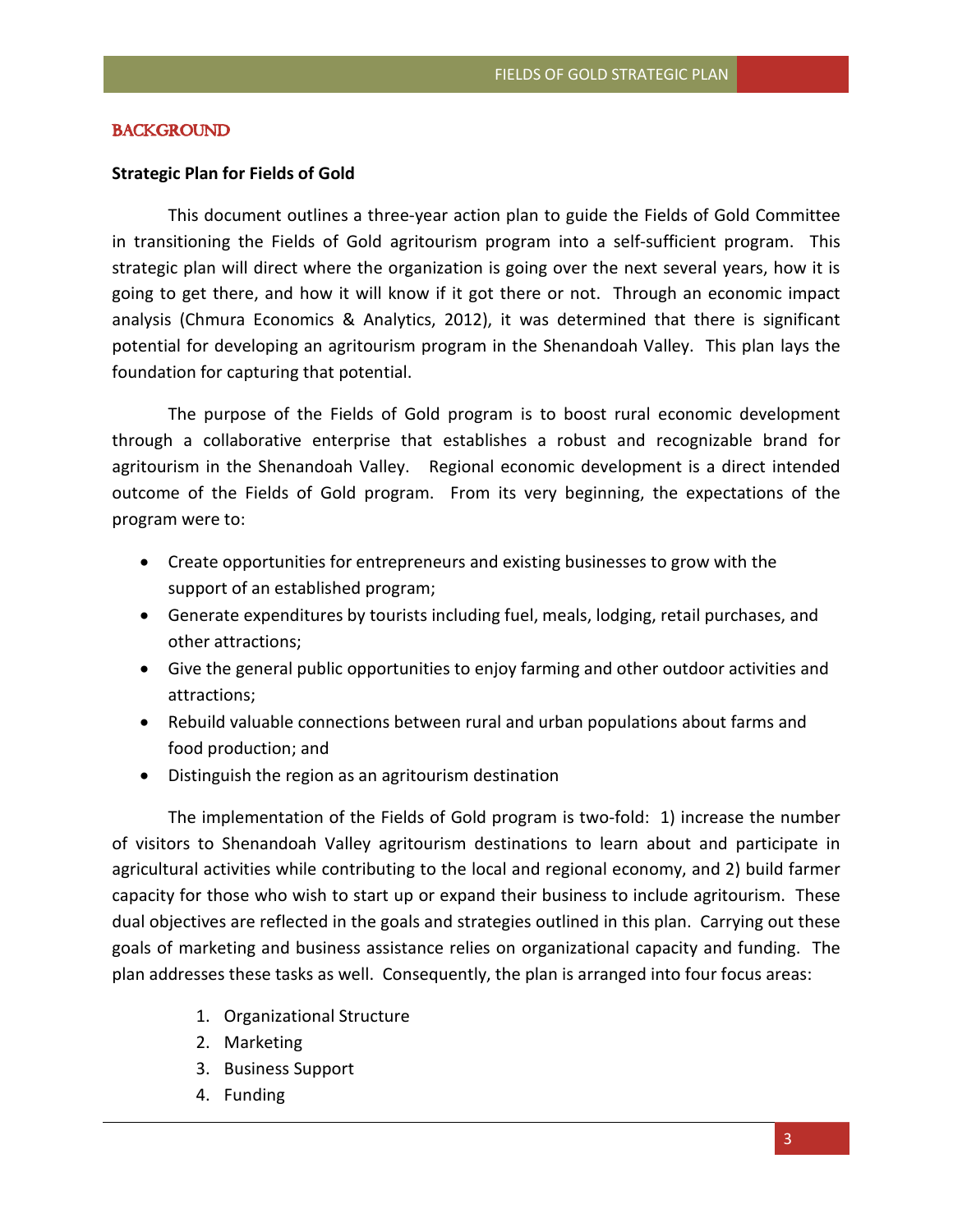# BACKGROUND

**Strategic Plan for Fields of Gold**

This document outlines a three-year action plan to guide the Fields of Gold Committee in transitioning the Fields of Gold agritourism program into a self-sufficient program. This strategic plan will direct where the organization is going over the next several years, how it is going to get there, and how it will know if it got there or not. Through an economic impact analysis (Chmura Economics & Analytics, 2012), it was determined that there is significant potential for developing an agritourism program in the Shenandoah Valley. This plan lays the foundation for capturing that potential.

The purpose of the Fields of Gold program is to boost rural economic development through a collaborative enterprise that establishes a robust and recognizable brand for agritourism in the Shenandoah Valley. Regional economic development is a direct intended outcome of the Fields of Gold program. From its very beginning, the expectations of the program were to:

- Create opportunities for entrepreneurs and existing businesses to grow with the support of an established program;
- Generate expenditures by tourists including fuel, meals, lodging, retail purchases, and other attractions;
- Give the general public opportunities to enjoy farming and other outdoor activities and attractions;
- Rebuild valuable connections between rural and urban populations about farms and food production; and
- Distinguish the region as an agritourism destination

The implementation of the Fields of Gold program is two-fold: 1) increase the number of visitors to Shenandoah Valley agritourism destinations to learn about and participate in agricultural activities while contributing to the local and regional economy, and 2) build farmer capacity for those who wish to start up or expand their business to include agritourism. These dual objectives are reflected in the goals and strategies outlined in this plan. Carrying out these goals of marketing and business assistance relies on organizational capacity and funding. The plan addresses these tasks as well. Consequently, the plan is arranged into four focus areas:

1. Organizational Structure
2. Marketing
3. Business Support
4. Funding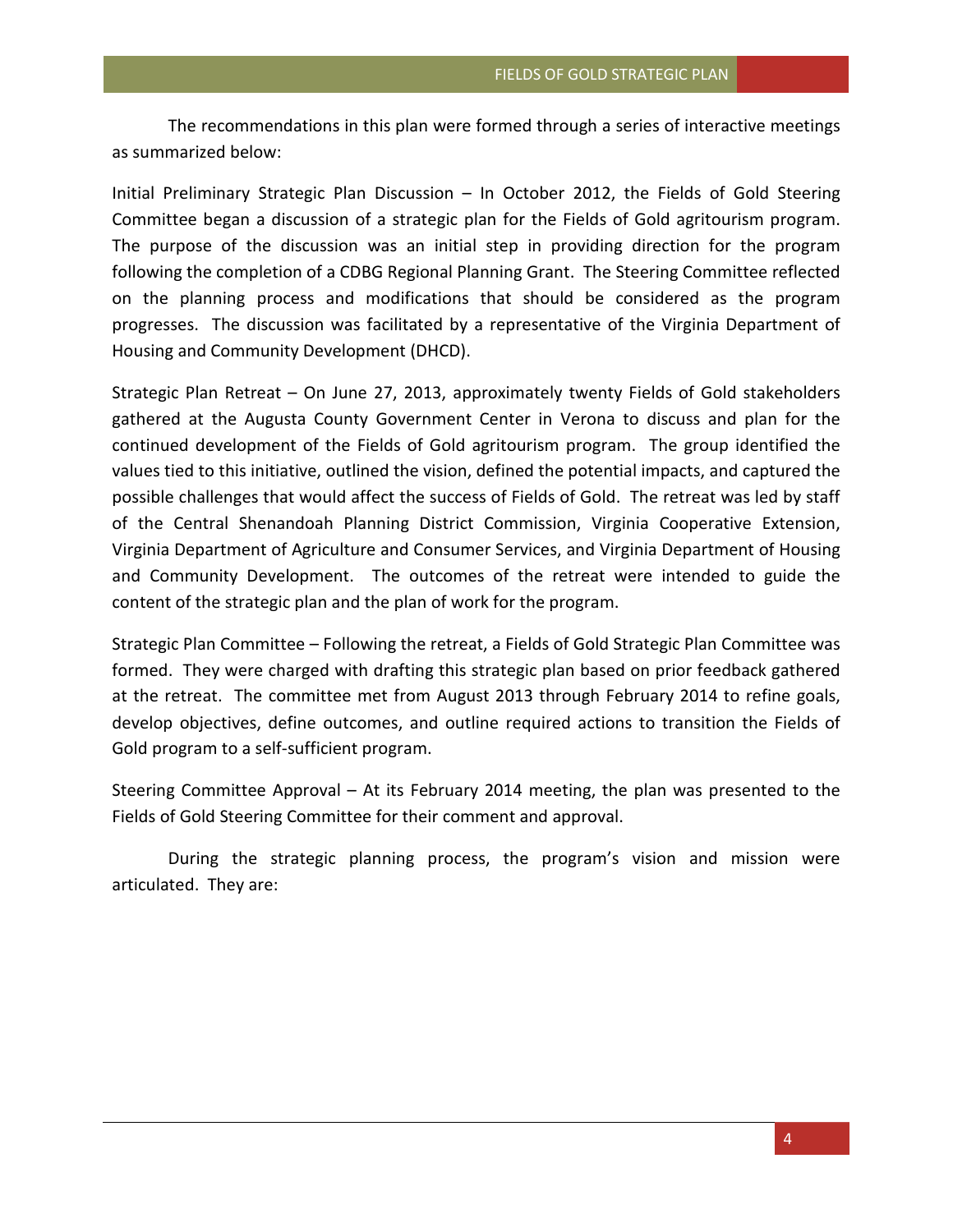The recommendations in this plan were formed through a series of interactive meetings as summarized below:

Initial Preliminary Strategic Plan Discussion – In October 2012, the Fields of Gold Steering Committee began a discussion of a strategic plan for the Fields of Gold agritourism program. The purpose of the discussion was an initial step in providing direction for the program following the completion of a CDBG Regional Planning Grant. The Steering Committee reflected on the planning process and modifications that should be considered as the program progresses. The discussion was facilitated by a representative of the Virginia Department of Housing and Community Development (DHCD).

Strategic Plan Retreat – On June 27, 2013, approximately twenty Fields of Gold stakeholders gathered at the Augusta County Government Center in Verona to discuss and plan for the continued development of the Fields of Gold agritourism program. The group identified the values tied to this initiative, outlined the vision, defined the potential impacts, and captured the possible challenges that would affect the success of Fields of Gold. The retreat was led by staff of the Central Shenandoah Planning District Commission, Virginia Cooperative Extension, Virginia Department of Agriculture and Consumer Services, and Virginia Department of Housing and Community Development. The outcomes of the retreat were intended to guide the content of the strategic plan and the plan of work for the program.

Strategic Plan Committee – Following the retreat, a Fields of Gold Strategic Plan Committee was formed. They were charged with drafting this strategic plan based on prior feedback gathered at the retreat. The committee met from August 2013 through February 2014 to refine goals, develop objectives, define outcomes, and outline required actions to transition the Fields of Gold program to a self-sufficient program.

Steering Committee Approval – At its February 2014 meeting, the plan was presented to the Fields of Gold Steering Committee for their comment and approval.

During the strategic planning process, the program's vision and mission were articulated. They are: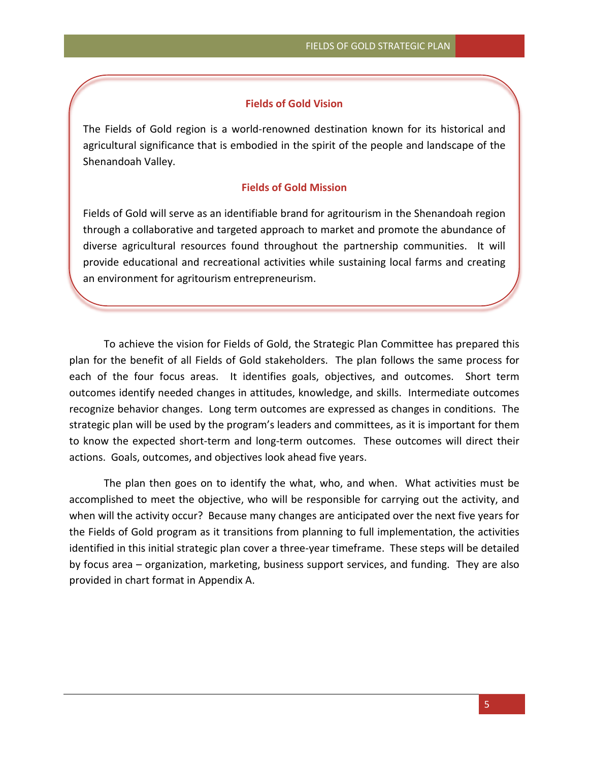### Fields of Gold Vision

The Fields of Gold region is a world-renowned destination known for its historical and agricultural significance that is embodied in the spirit of the people and landscape of the Shenandoah Valley.

### Fields of Gold Mission

Fields of Gold will serve as an identifiable brand for agritourism in the Shenandoah region through a collaborative and targeted approach to market and promote the abundance of diverse agricultural resources found throughout the partnership communities. It will provide educational and recreational activities while sustaining local farms and creating an environment for agritourism entrepreneurism.

To achieve the vision for Fields of Gold, the Strategic Plan Committee has prepared this plan for the benefit of all Fields of Gold stakeholders. The plan follows the same process for each of the four focus areas. It identifies goals, objectives, and outcomes. Short term outcomes identify needed changes in attitudes, knowledge, and skills. Intermediate outcomes recognize behavior changes. Long term outcomes are expressed as changes in conditions. The strategic plan will be used by the program's leaders and committees, as it is important for them to know the expected short-term and long-term outcomes. These outcomes will direct their actions. Goals, outcomes, and objectives look ahead five years.

The plan then goes on to identify the what, who, and when. What activities must be accomplished to meet the objective, who will be responsible for carrying out the activity, and when will the activity occur? Because many changes are anticipated over the next five years for the Fields of Gold program as it transitions from planning to full implementation, the activities identified in this initial strategic plan cover a three-year timeframe. These steps will be detailed by focus area – organization, marketing, business support services, and funding. They are also provided in chart format in Appendix A.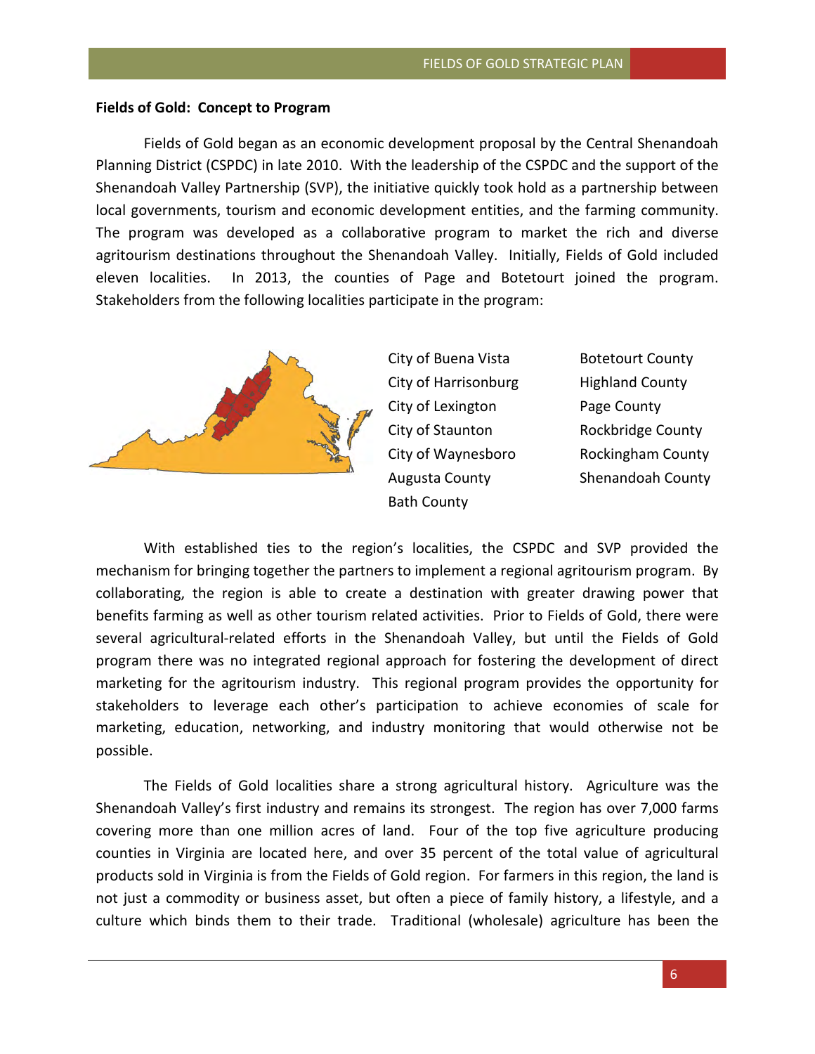**Fields of Gold: Concept to Program**

Fields of Gold began as an economic development proposal by the Central Shenandoah Planning District (CSPDC) in late 2010. With the leadership of the CSPDC and the support of the Shenandoah Valley Partnership (SVP), the initiative quickly took hold as a partnership between local governments, tourism and economic development entities, and the farming community. The program was developed as a collaborative program to market the rich and diverse agritourism destinations throughout the Shenandoah Valley. Initially, Fields of Gold included eleven localities. In 2013, the counties of Page and Botetourt joined the program. Stakeholders from the following localities participate in the program:

- City of Buena Vista
- City of Harrisonburg
- City of Lexington
- City of Staunton
- City of Waynesboro
- Augusta County
- Bath County
- Botetourt County
- Highland County
- Page County
- Rockbridge County
- Rockingham County
- Shenandoah County

With established ties to the region's localities, the CSPDC and SVP provided the mechanism for bringing together the partners to implement a regional agritourism program. By collaborating, the region is able to create a destination with greater drawing power that benefits farming as well as other tourism related activities. Prior to Fields of Gold, there were several agricultural-related efforts in the Shenandoah Valley, but until the Fields of Gold program there was no integrated regional approach for fostering the development of direct marketing for the agritourism industry. This regional program provides the opportunity for stakeholders to leverage each other's participation to achieve economies of scale for marketing, education, networking, and industry monitoring that would otherwise not be possible.

The Fields of Gold localities share a strong agricultural history. Agriculture was the Shenandoah Valley's first industry and remains its strongest. The region has over 7,000 farms covering more than one million acres of land. Four of the top five agriculture producing counties in Virginia are located here, and over 35 percent of the total value of agricultural products sold in Virginia is from the Fields of Gold region. For farmers in this region, the land is not just a commodity or business asset, but often a piece of family history, a lifestyle, and a culture which binds them to their trade. Traditional (wholesale) agriculture has been the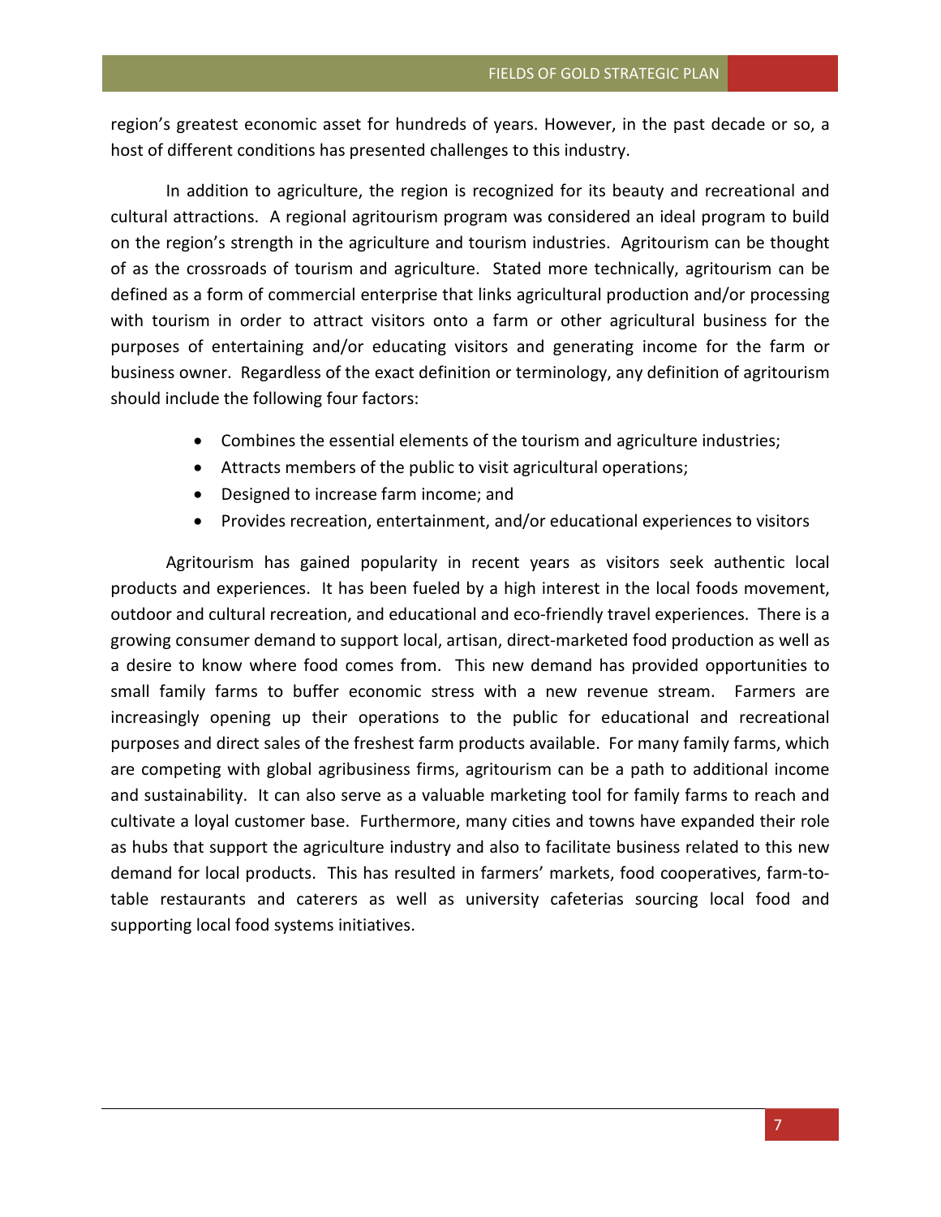region's greatest economic asset for hundreds of years. However, in the past decade or so, a host of different conditions has presented challenges to this industry.

In addition to agriculture, the region is recognized for its beauty and recreational and cultural attractions. A regional agritourism program was considered an ideal program to build on the region's strength in the agriculture and tourism industries. Agritourism can be thought of as the crossroads of tourism and agriculture. Stated more technically, agritourism can be defined as a form of commercial enterprise that links agricultural production and/or processing with tourism in order to attract visitors onto a farm or other agricultural business for the purposes of entertaining and/or educating visitors and generating income for the farm or business owner. Regardless of the exact definition or terminology, any definition of agritourism should include the following four factors:

- Combines the essential elements of the tourism and agriculture industries;
- Attracts members of the public to visit agricultural operations;
- Designed to increase farm income; and
- Provides recreation, entertainment, and/or educational experiences to visitors

Agritourism has gained popularity in recent years as visitors seek authentic local products and experiences. It has been fueled by a high interest in the local foods movement, outdoor and cultural recreation, and educational and eco-friendly travel experiences. There is a growing consumer demand to support local, artisan, direct-marketed food production as well as a desire to know where food comes from. This new demand has provided opportunities to small family farms to buffer economic stress with a new revenue stream. Farmers are increasingly opening up their operations to the public for educational and recreational purposes and direct sales of the freshest farm products available. For many family farms, which are competing with global agribusiness firms, agritourism can be a path to additional income and sustainability. It can also serve as a valuable marketing tool for family farms to reach and cultivate a loyal customer base. Furthermore, many cities and towns have expanded their role as hubs that support the agriculture industry and also to facilitate business related to this new demand for local products. This has resulted in farmers' markets, food cooperatives, farm-to-table restaurants and caterers as well as university cafeterias sourcing local food and supporting local food systems initiatives.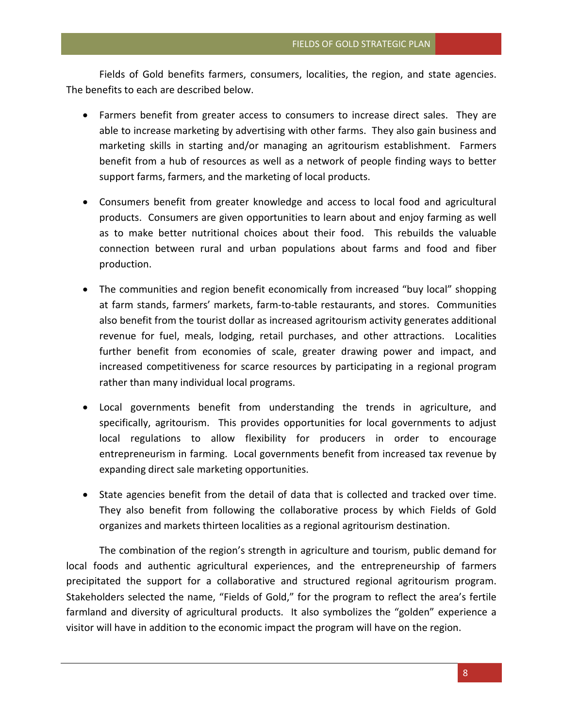Fields of Gold benefits farmers, consumers, localities, the region, and state agencies. The benefits to each are described below.

- Farmers benefit from greater access to consumers to increase direct sales. They are able to increase marketing by advertising with other farms. They also gain business and marketing skills in starting and/or managing an agritourism establishment. Farmers benefit from a hub of resources as well as a network of people finding ways to better support farms, farmers, and the marketing of local products.

- Consumers benefit from greater knowledge and access to local food and agricultural products. Consumers are given opportunities to learn about and enjoy farming as well as to make better nutritional choices about their food. This rebuilds the valuable connection between rural and urban populations about farms and food and fiber production.

- The communities and region benefit economically from increased "buy local" shopping at farm stands, farmers' markets, farm-to-table restaurants, and stores. Communities also benefit from the tourist dollar as increased agritourism activity generates additional revenue for fuel, meals, lodging, retail purchases, and other attractions. Localities further benefit from economies of scale, greater drawing power and impact, and increased competitiveness for scarce resources by participating in a regional program rather than many individual local programs.

- Local governments benefit from understanding the trends in agriculture, and specifically, agritourism. This provides opportunities for local governments to adjust local regulations to allow flexibility for producers in order to encourage entrepreneurism in farming. Local governments benefit from increased tax revenue by expanding direct sale marketing opportunities.

- State agencies benefit from the detail of data that is collected and tracked over time. They also benefit from following the collaborative process by which Fields of Gold organizes and markets thirteen localities as a regional agritourism destination.

The combination of the region's strength in agriculture and tourism, public demand for local foods and authentic agricultural experiences, and the entrepreneurship of farmers precipitated the support for a collaborative and structured regional agritourism program. Stakeholders selected the name, "Fields of Gold," for the program to reflect the area's fertile farmland and diversity of agricultural products. It also symbolizes the "golden" experience a visitor will have in addition to the economic impact the program will have on the region.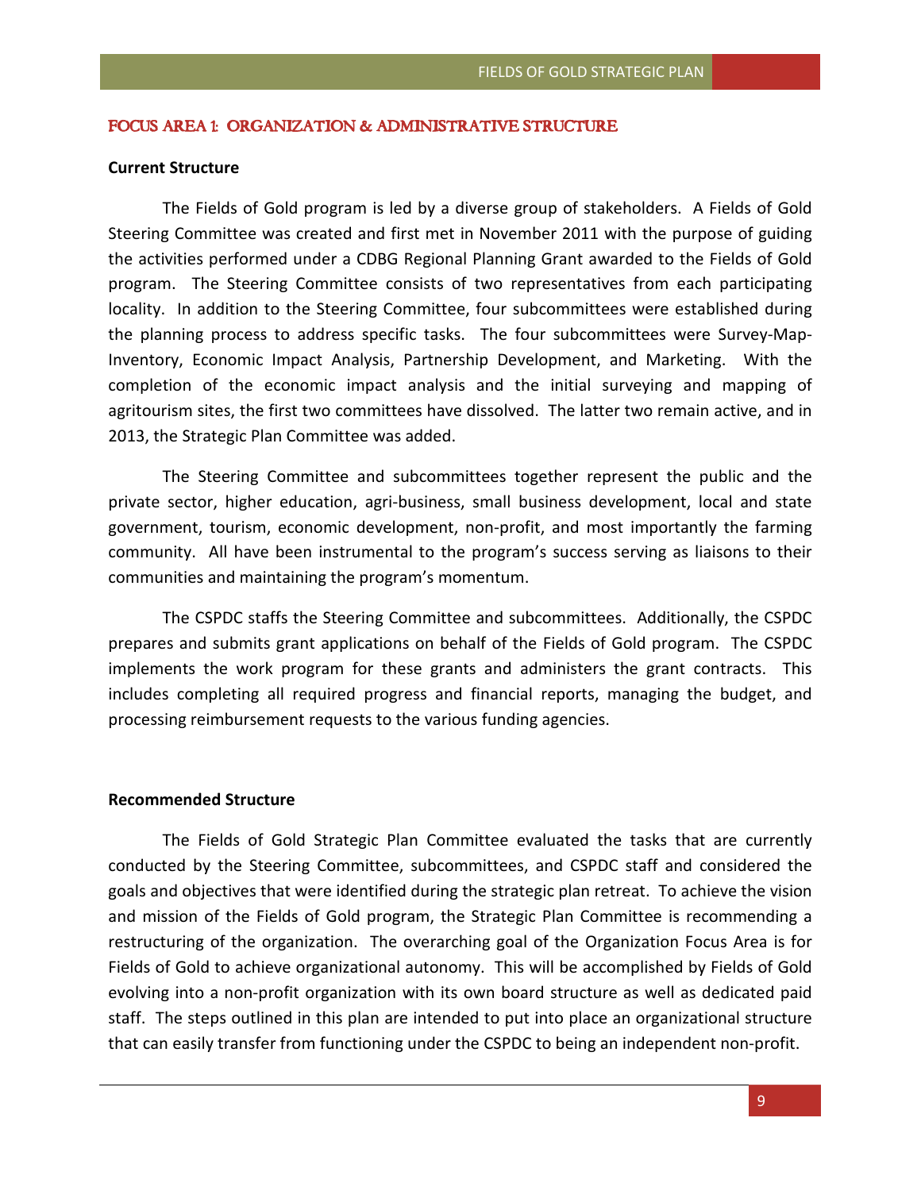## FOCUS AREA 1: ORGANIZATION & ADMINISTRATIVE STRUCTURE

**Current Structure**

The Fields of Gold program is led by a diverse group of stakeholders. A Fields of Gold Steering Committee was created and first met in November 2011 with the purpose of guiding the activities performed under a CDBG Regional Planning Grant awarded to the Fields of Gold program. The Steering Committee consists of two representatives from each participating locality. In addition to the Steering Committee, four subcommittees were established during the planning process to address specific tasks. The four subcommittees were Survey-Map-Inventory, Economic Impact Analysis, Partnership Development, and Marketing. With the completion of the economic impact analysis and the initial surveying and mapping of agritourism sites, the first two committees have dissolved. The latter two remain active, and in 2013, the Strategic Plan Committee was added.

The Steering Committee and subcommittees together represent the public and the private sector, higher education, agri-business, small business development, local and state government, tourism, economic development, non-profit, and most importantly the farming community. All have been instrumental to the program's success serving as liaisons to their communities and maintaining the program's momentum.

The CSPDC staffs the Steering Committee and subcommittees. Additionally, the CSPDC prepares and submits grant applications on behalf of the Fields of Gold program. The CSPDC implements the work program for these grants and administers the grant contracts. This includes completing all required progress and financial reports, managing the budget, and processing reimbursement requests to the various funding agencies.

**Recommended Structure**

The Fields of Gold Strategic Plan Committee evaluated the tasks that are currently conducted by the Steering Committee, subcommittees, and CSPDC staff and considered the goals and objectives that were identified during the strategic plan retreat. To achieve the vision and mission of the Fields of Gold program, the Strategic Plan Committee is recommending a restructuring of the organization. The overarching goal of the Organization Focus Area is for Fields of Gold to achieve organizational autonomy. This will be accomplished by Fields of Gold evolving into a non-profit organization with its own board structure as well as dedicated paid staff. The steps outlined in this plan are intended to put into place an organizational structure that can easily transfer from functioning under the CSPDC to being an independent non-profit.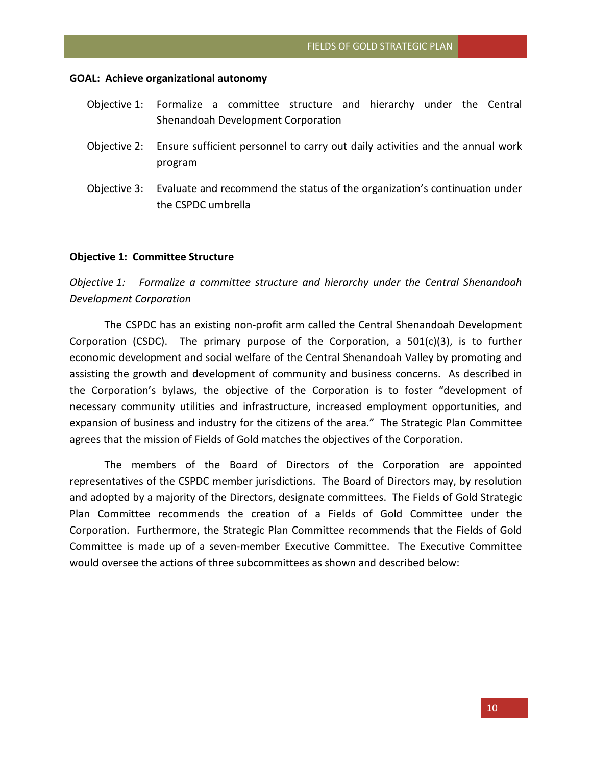**GOAL: Achieve organizational autonomy**

Objective 1: Formalize a committee structure and hierarchy under the Central Shenandoah Development Corporation

Objective 2: Ensure sufficient personnel to carry out daily activities and the annual work program

Objective 3: Evaluate and recommend the status of the organization's continuation under the CSPDC umbrella

**Objective 1: Committee Structure**

*Objective 1: Formalize a committee structure and hierarchy under the Central Shenandoah Development Corporation*

The CSPDC has an existing non-profit arm called the Central Shenandoah Development Corporation (CSDC). The primary purpose of the Corporation, a 501(c)(3), is to further economic development and social welfare of the Central Shenandoah Valley by promoting and assisting the growth and development of community and business concerns. As described in the Corporation's bylaws, the objective of the Corporation is to foster "development of necessary community utilities and infrastructure, increased employment opportunities, and expansion of business and industry for the citizens of the area." The Strategic Plan Committee agrees that the mission of Fields of Gold matches the objectives of the Corporation.

The members of the Board of Directors of the Corporation are appointed representatives of the CSPDC member jurisdictions. The Board of Directors may, by resolution and adopted by a majority of the Directors, designate committees. The Fields of Gold Strategic Plan Committee recommends the creation of a Fields of Gold Committee under the Corporation. Furthermore, the Strategic Plan Committee recommends that the Fields of Gold Committee is made up of a seven-member Executive Committee. The Executive Committee would oversee the actions of three subcommittees as shown and described below: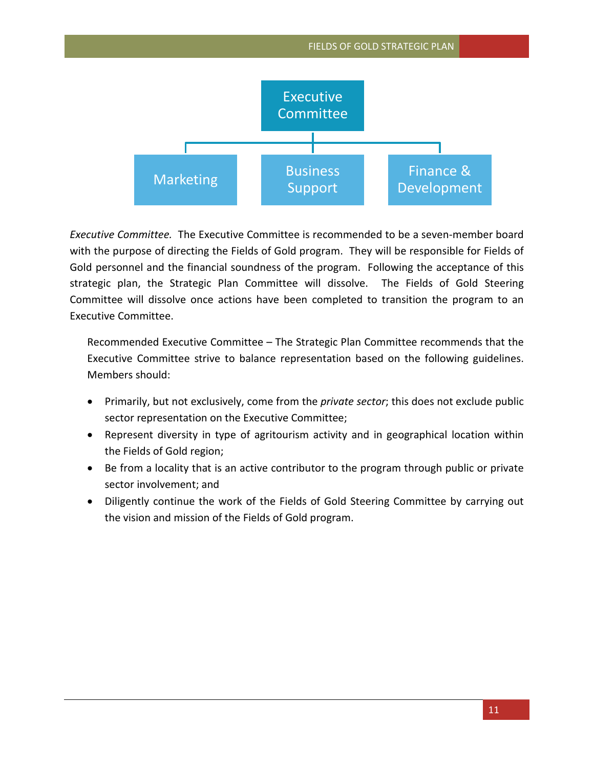Executive Committee

Marketing | Business Support | Finance & Development

*Executive Committee.* The Executive Committee is recommended to be a seven-member board with the purpose of directing the Fields of Gold program. They will be responsible for Fields of Gold personnel and the financial soundness of the program. Following the acceptance of this strategic plan, the Strategic Plan Committee will dissolve. The Fields of Gold Steering Committee will dissolve once actions have been completed to transition the program to an Executive Committee.

Recommended Executive Committee – The Strategic Plan Committee recommends that the Executive Committee strive to balance representation based on the following guidelines. Members should:

- Primarily, but not exclusively, come from the *private sector*; this does not exclude public sector representation on the Executive Committee;
- Represent diversity in type of agritourism activity and in geographical location within the Fields of Gold region;
- Be from a locality that is an active contributor to the program through public or private sector involvement; and
- Diligently continue the work of the Fields of Gold Steering Committee by carrying out the vision and mission of the Fields of Gold program.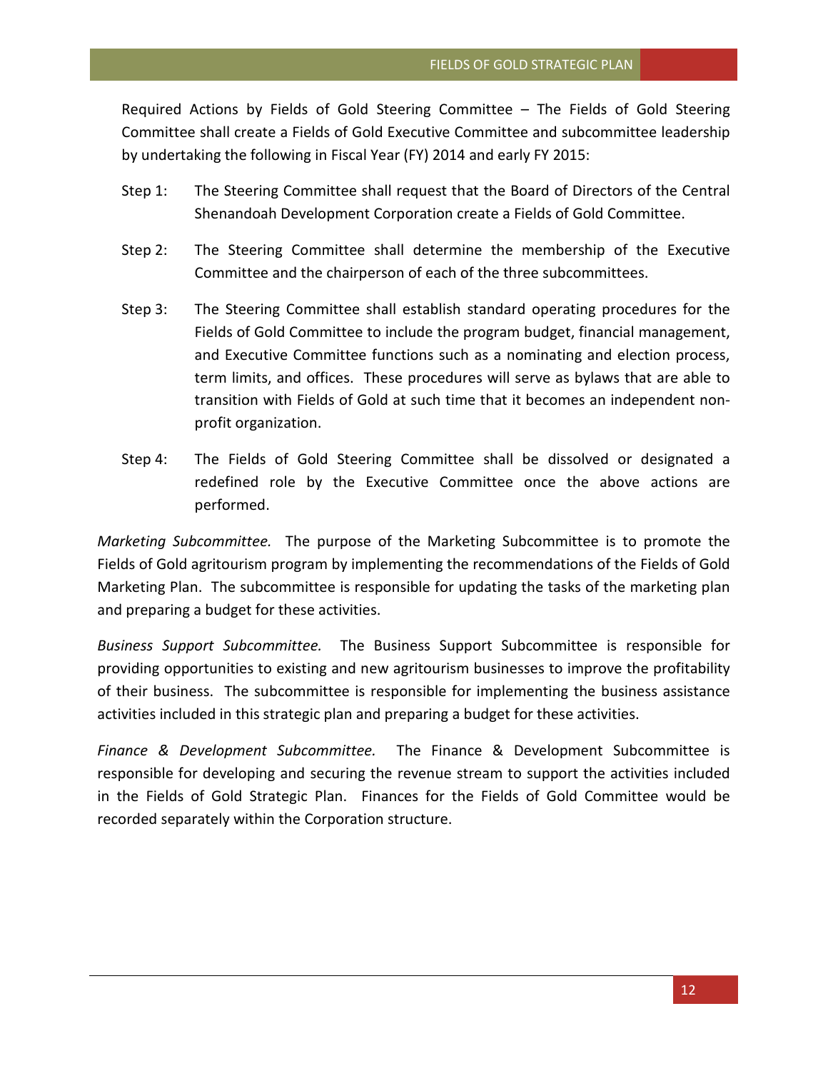Required Actions by Fields of Gold Steering Committee – The Fields of Gold Steering Committee shall create a Fields of Gold Executive Committee and subcommittee leadership by undertaking the following in Fiscal Year (FY) 2014 and early FY 2015:

Step 1: The Steering Committee shall request that the Board of Directors of the Central Shenandoah Development Corporation create a Fields of Gold Committee.

Step 2: The Steering Committee shall determine the membership of the Executive Committee and the chairperson of each of the three subcommittees.

Step 3: The Steering Committee shall establish standard operating procedures for the Fields of Gold Committee to include the program budget, financial management, and Executive Committee functions such as a nominating and election process, term limits, and offices. These procedures will serve as bylaws that are able to transition with Fields of Gold at such time that it becomes an independent non-profit organization.

Step 4: The Fields of Gold Steering Committee shall be dissolved or designated a redefined role by the Executive Committee once the above actions are performed.

*Marketing Subcommittee.* The purpose of the Marketing Subcommittee is to promote the Fields of Gold agritourism program by implementing the recommendations of the Fields of Gold Marketing Plan. The subcommittee is responsible for updating the tasks of the marketing plan and preparing a budget for these activities.

*Business Support Subcommittee.* The Business Support Subcommittee is responsible for providing opportunities to existing and new agritourism businesses to improve the profitability of their business. The subcommittee is responsible for implementing the business assistance activities included in this strategic plan and preparing a budget for these activities.

*Finance & Development Subcommittee.* The Finance & Development Subcommittee is responsible for developing and securing the revenue stream to support the activities included in the Fields of Gold Strategic Plan. Finances for the Fields of Gold Committee would be recorded separately within the Corporation structure.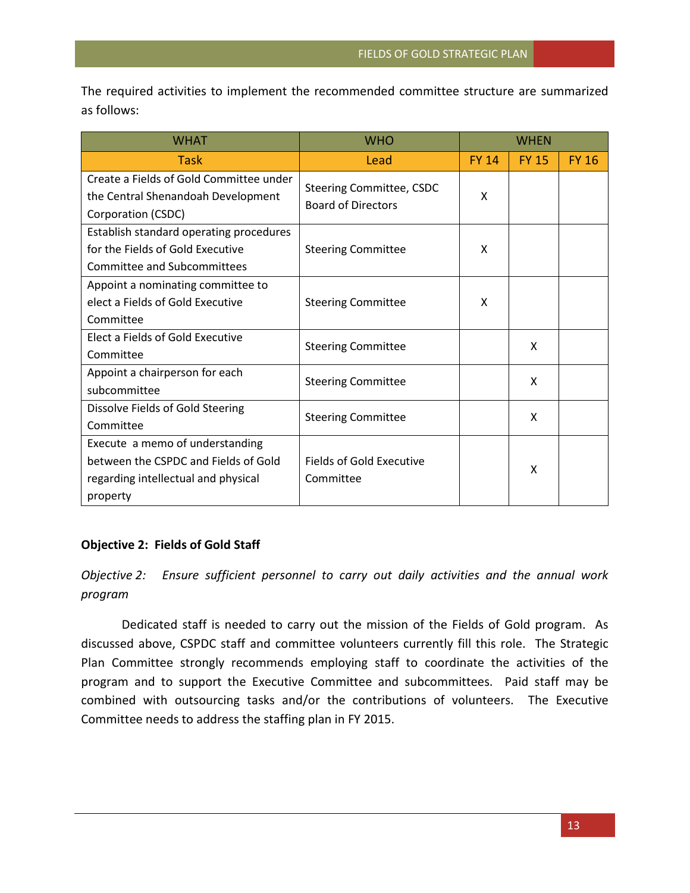The required activities to implement the recommended committee structure are summarized as follows:

| WHAT | WHO | WHEN | | |
|---|---|---|---|---|
| Task | Lead | FY 14 | FY 15 | FY 16 |
| Create a Fields of Gold Committee under the Central Shenandoah Development Corporation (CSDC) | Steering Committee, CSDC Board of Directors | X | | |
| Establish standard operating procedures for the Fields of Gold Executive Committee and Subcommittees | Steering Committee | X | | |
| Appoint a nominating committee to elect a Fields of Gold Executive Committee | Steering Committee | X | | |
| Elect a Fields of Gold Executive Committee | Steering Committee | | X | |
| Appoint a chairperson for each subcommittee | Steering Committee | | X | |
| Dissolve Fields of Gold Steering Committee | Steering Committee | | X | |
| Execute a memo of understanding between the CSPDC and Fields of Gold regarding intellectual and physical property | Fields of Gold Executive Committee | | X | |

**Objective 2: Fields of Gold Staff**

*Objective 2: Ensure sufficient personnel to carry out daily activities and the annual work program*

Dedicated staff is needed to carry out the mission of the Fields of Gold program. As discussed above, CSPDC staff and committee volunteers currently fill this role. The Strategic Plan Committee strongly recommends employing staff to coordinate the activities of the program and to support the Executive Committee and subcommittees. Paid staff may be combined with outsourcing tasks and/or the contributions of volunteers. The Executive Committee needs to address the staffing plan in FY 2015.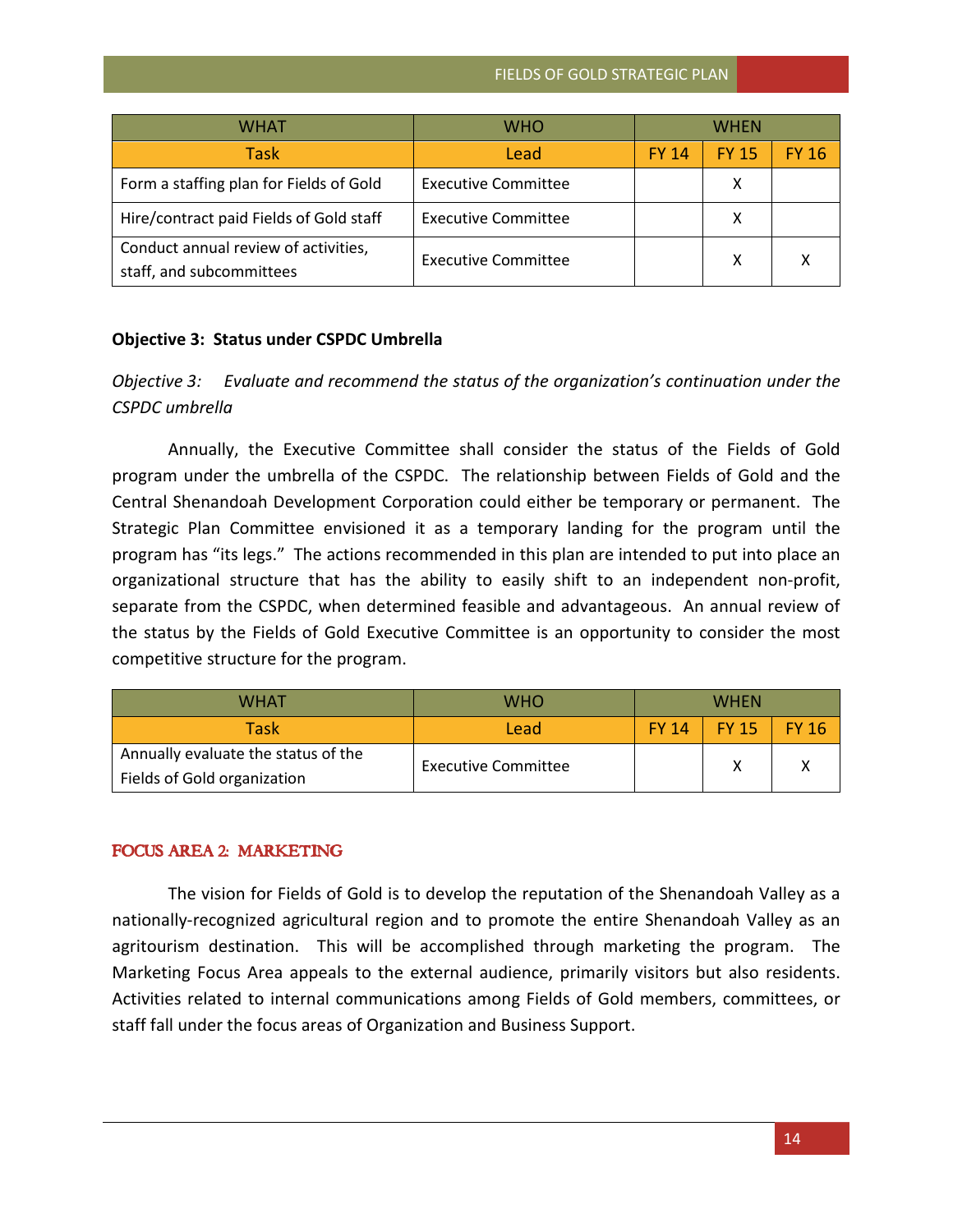| WHAT | WHO | WHEN | | |
|---|---|---|---|---|
| Task | Lead | FY 14 | FY 15 | FY 16 |
| Form a staffing plan for Fields of Gold | Executive Committee | | X | |
| Hire/contract paid Fields of Gold staff | Executive Committee | | X | |
| Conduct annual review of activities, staff, and subcommittees | Executive Committee | | X | X |

**Objective 3: Status under CSPDC Umbrella**

*Objective 3: Evaluate and recommend the status of the organization's continuation under the CSPDC umbrella*

Annually, the Executive Committee shall consider the status of the Fields of Gold program under the umbrella of the CSPDC. The relationship between Fields of Gold and the Central Shenandoah Development Corporation could either be temporary or permanent. The Strategic Plan Committee envisioned it as a temporary landing for the program until the program has "its legs." The actions recommended in this plan are intended to put into place an organizational structure that has the ability to easily shift to an independent non-profit, separate from the CSPDC, when determined feasible and advantageous. An annual review of the status by the Fields of Gold Executive Committee is an opportunity to consider the most competitive structure for the program.

| WHAT | WHO | WHEN | | |
|---|---|---|---|---|
| Task | Lead | FY 14 | FY 15 | FY 16 |
| Annually evaluate the status of the Fields of Gold organization | Executive Committee | | X | X |

## FOCUS AREA 2: MARKETING

The vision for Fields of Gold is to develop the reputation of the Shenandoah Valley as a nationally-recognized agricultural region and to promote the entire Shenandoah Valley as an agritourism destination. This will be accomplished through marketing the program. The Marketing Focus Area appeals to the external audience, primarily visitors but also residents. Activities related to internal communications among Fields of Gold members, committees, or staff fall under the focus areas of Organization and Business Support.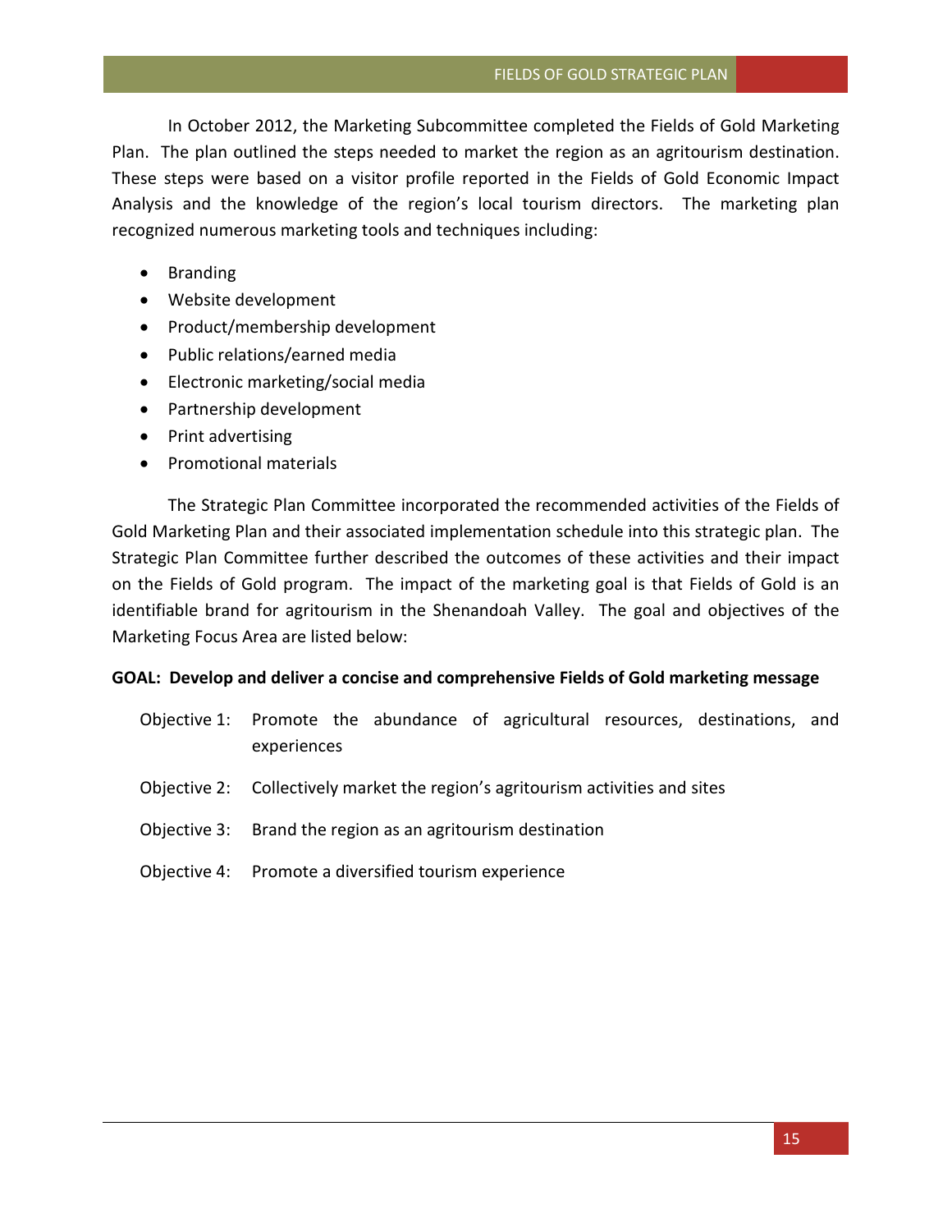In October 2012, the Marketing Subcommittee completed the Fields of Gold Marketing Plan. The plan outlined the steps needed to market the region as an agritourism destination. These steps were based on a visitor profile reported in the Fields of Gold Economic Impact Analysis and the knowledge of the region's local tourism directors. The marketing plan recognized numerous marketing tools and techniques including:

- Branding
- Website development
- Product/membership development
- Public relations/earned media
- Electronic marketing/social media
- Partnership development
- Print advertising
- Promotional materials

The Strategic Plan Committee incorporated the recommended activities of the Fields of Gold Marketing Plan and their associated implementation schedule into this strategic plan. The Strategic Plan Committee further described the outcomes of these activities and their impact on the Fields of Gold program. The impact of the marketing goal is that Fields of Gold is an identifiable brand for agritourism in the Shenandoah Valley. The goal and objectives of the Marketing Focus Area are listed below:

**GOAL: Develop and deliver a concise and comprehensive Fields of Gold marketing message**

Objective 1: Promote the abundance of agricultural resources, destinations, and experiences

Objective 2: Collectively market the region's agritourism activities and sites

Objective 3: Brand the region as an agritourism destination

Objective 4: Promote a diversified tourism experience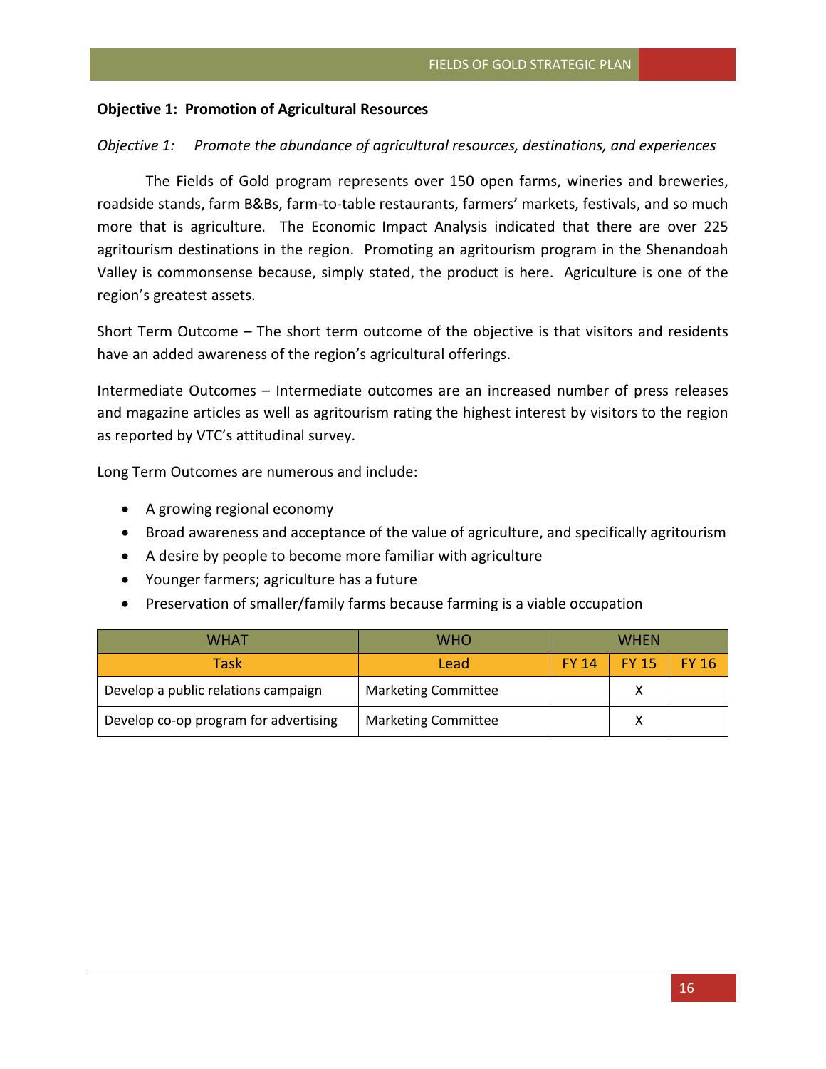**Objective 1: Promotion of Agricultural Resources**

*Objective 1: Promote the abundance of agricultural resources, destinations, and experiences*

The Fields of Gold program represents over 150 open farms, wineries and breweries, roadside stands, farm B&Bs, farm-to-table restaurants, farmers' markets, festivals, and so much more that is agriculture. The Economic Impact Analysis indicated that there are over 225 agritourism destinations in the region. Promoting an agritourism program in the Shenandoah Valley is commonsense because, simply stated, the product is here. Agriculture is one of the region's greatest assets.

Short Term Outcome – The short term outcome of the objective is that visitors and residents have an added awareness of the region's agricultural offerings.

Intermediate Outcomes – Intermediate outcomes are an increased number of press releases and magazine articles as well as agritourism rating the highest interest by visitors to the region as reported by VTC's attitudinal survey.

Long Term Outcomes are numerous and include:

- A growing regional economy
- Broad awareness and acceptance of the value of agriculture, and specifically agritourism
- A desire by people to become more familiar with agriculture
- Younger farmers; agriculture has a future
- Preservation of smaller/family farms because farming is a viable occupation

| WHAT | WHO | WHEN | | |
|---|---|---|---|---|
| Task | Lead | FY 14 | FY 15 | FY 16 |
| Develop a public relations campaign | Marketing Committee | | X | |
| Develop co-op program for advertising | Marketing Committee | | X | |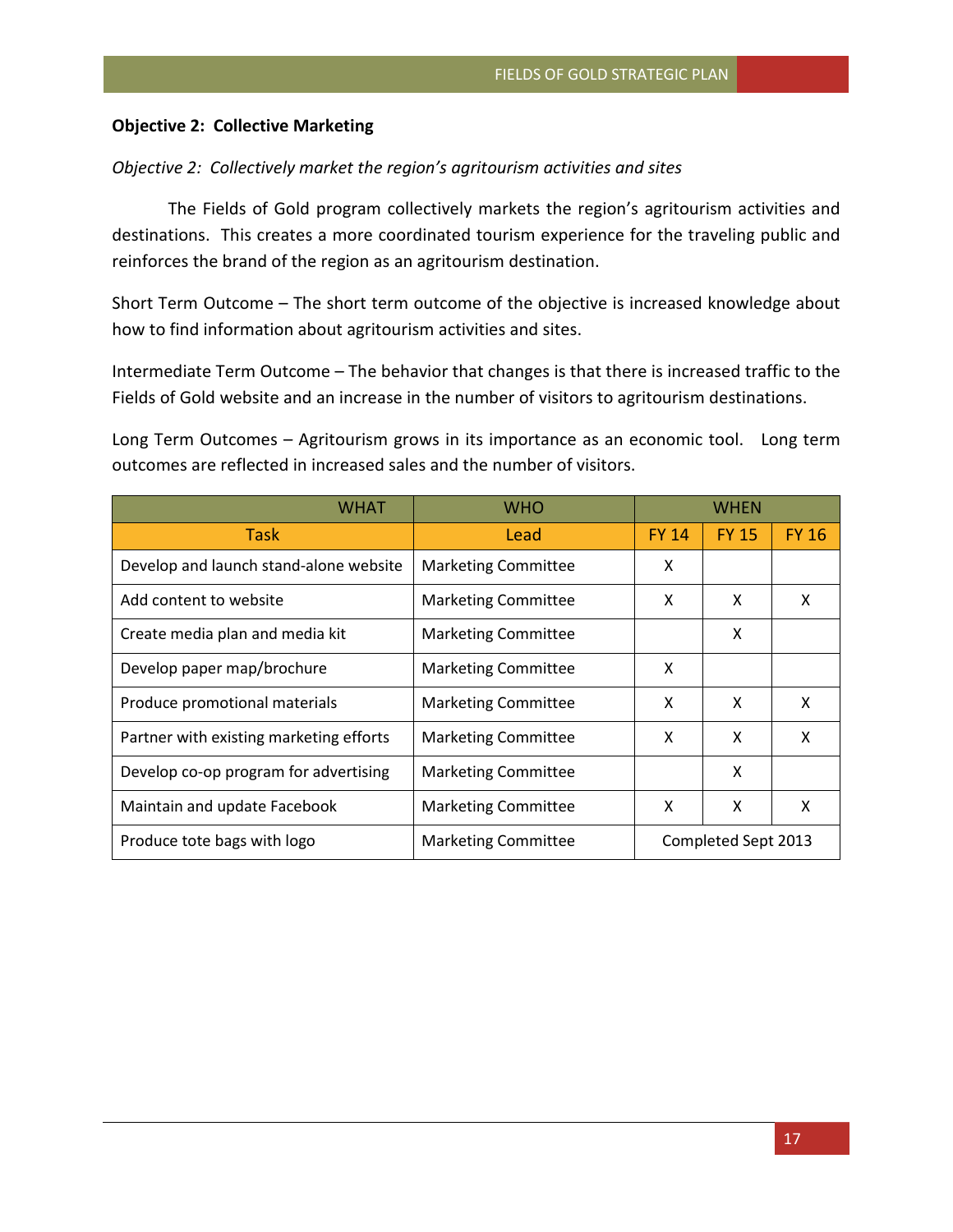**Objective 2: Collective Marketing**

*Objective 2: Collectively market the region's agritourism activities and sites*

The Fields of Gold program collectively markets the region's agritourism activities and destinations. This creates a more coordinated tourism experience for the traveling public and reinforces the brand of the region as an agritourism destination.

Short Term Outcome – The short term outcome of the objective is increased knowledge about how to find information about agritourism activities and sites.

Intermediate Term Outcome – The behavior that changes is that there is increased traffic to the Fields of Gold website and an increase in the number of visitors to agritourism destinations.

Long Term Outcomes – Agritourism grows in its importance as an economic tool. Long term outcomes are reflected in increased sales and the number of visitors.

| WHAT | WHO | WHEN | | |
|---|---|---|---|---|
| Task | Lead | FY 14 | FY 15 | FY 16 |
| Develop and launch stand-alone website | Marketing Committee | X | | |
| Add content to website | Marketing Committee | X | X | X |
| Create media plan and media kit | Marketing Committee | | X | |
| Develop paper map/brochure | Marketing Committee | X | | |
| Produce promotional materials | Marketing Committee | X | X | X |
| Partner with existing marketing efforts | Marketing Committee | X | X | X |
| Develop co-op program for advertising | Marketing Committee | | X | |
| Maintain and update Facebook | Marketing Committee | X | X | X |
| Produce tote bags with logo | Marketing Committee | Completed Sept 2013 | | |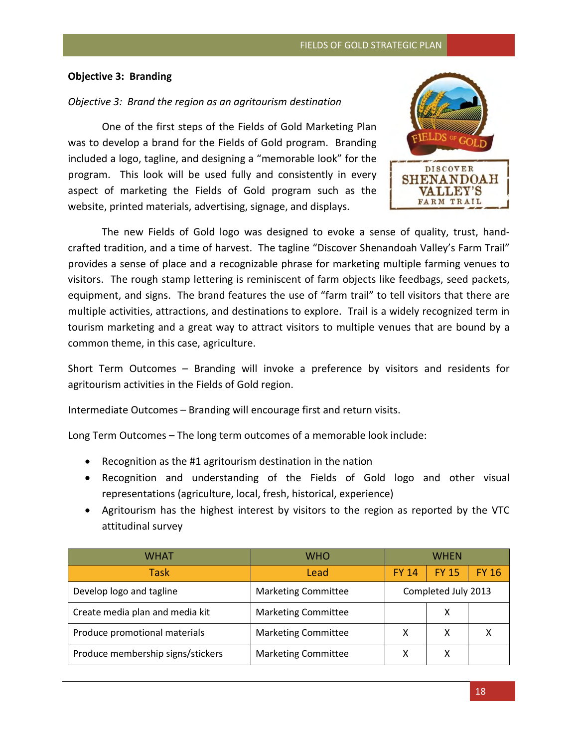**Objective 3: Branding**

*Objective 3: Brand the region as an agritourism destination*

One of the first steps of the Fields of Gold Marketing Plan was to develop a brand for the Fields of Gold program. Branding included a logo, tagline, and designing a "memorable look" for the program. This look will be used fully and consistently in every aspect of marketing the Fields of Gold program such as the website, printed materials, advertising, signage, and displays.

The new Fields of Gold logo was designed to evoke a sense of quality, trust, hand-crafted tradition, and a time of harvest. The tagline "Discover Shenandoah Valley's Farm Trail" provides a sense of place and a recognizable phrase for marketing multiple farming venues to visitors. The rough stamp lettering is reminiscent of farm objects like feedbags, seed packets, equipment, and signs. The brand features the use of "farm trail" to tell visitors that there are multiple activities, attractions, and destinations to explore. Trail is a widely recognized term in tourism marketing and a great way to attract visitors to multiple venues that are bound by a common theme, in this case, agriculture.

Short Term Outcomes – Branding will invoke a preference by visitors and residents for agritourism activities in the Fields of Gold region.

Intermediate Outcomes – Branding will encourage first and return visits.

Long Term Outcomes – The long term outcomes of a memorable look include:

- Recognition as the #1 agritourism destination in the nation
- Recognition and understanding of the Fields of Gold logo and other visual representations (agriculture, local, fresh, historical, experience)
- Agritourism has the highest interest by visitors to the region as reported by the VTC attitudinal survey

| WHAT | WHO | WHEN | | |
|---|---|---|---|---|
| Task | Lead | FY 14 | FY 15 | FY 16 |
| Develop logo and tagline | Marketing Committee | Completed July 2013 | | |
| Create media plan and media kit | Marketing Committee | | X | |
| Produce promotional materials | Marketing Committee | X | X | X |
| Produce membership signs/stickers | Marketing Committee | X | X | |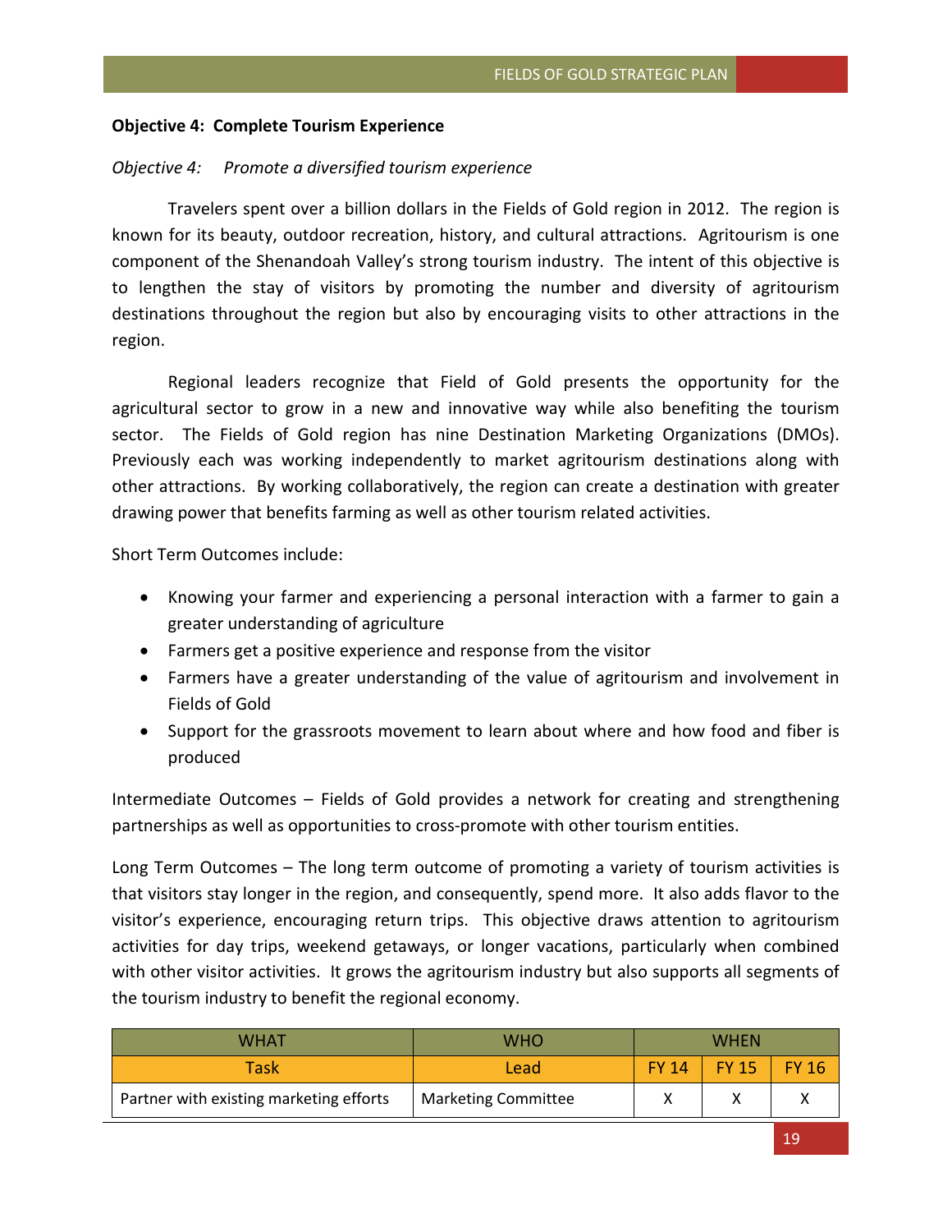**Objective 4: Complete Tourism Experience**

*Objective 4: Promote a diversified tourism experience*

Travelers spent over a billion dollars in the Fields of Gold region in 2012. The region is known for its beauty, outdoor recreation, history, and cultural attractions. Agritourism is one component of the Shenandoah Valley's strong tourism industry. The intent of this objective is to lengthen the stay of visitors by promoting the number and diversity of agritourism destinations throughout the region but also by encouraging visits to other attractions in the region.

Regional leaders recognize that Field of Gold presents the opportunity for the agricultural sector to grow in a new and innovative way while also benefiting the tourism sector. The Fields of Gold region has nine Destination Marketing Organizations (DMOs). Previously each was working independently to market agritourism destinations along with other attractions. By working collaboratively, the region can create a destination with greater drawing power that benefits farming as well as other tourism related activities.

Short Term Outcomes include:

- Knowing your farmer and experiencing a personal interaction with a farmer to gain a greater understanding of agriculture
- Farmers get a positive experience and response from the visitor
- Farmers have a greater understanding of the value of agritourism and involvement in Fields of Gold
- Support for the grassroots movement to learn about where and how food and fiber is produced

Intermediate Outcomes – Fields of Gold provides a network for creating and strengthening partnerships as well as opportunities to cross-promote with other tourism entities.

Long Term Outcomes – The long term outcome of promoting a variety of tourism activities is that visitors stay longer in the region, and consequently, spend more. It also adds flavor to the visitor's experience, encouraging return trips. This objective draws attention to agritourism activities for day trips, weekend getaways, or longer vacations, particularly when combined with other visitor activities. It grows the agritourism industry but also supports all segments of the tourism industry to benefit the regional economy.

| WHAT | WHO | WHEN | | |
|---|---|---|---|---|
| Task | Lead | FY 14 | FY 15 | FY 16 |
| Partner with existing marketing efforts | Marketing Committee | X | X | X |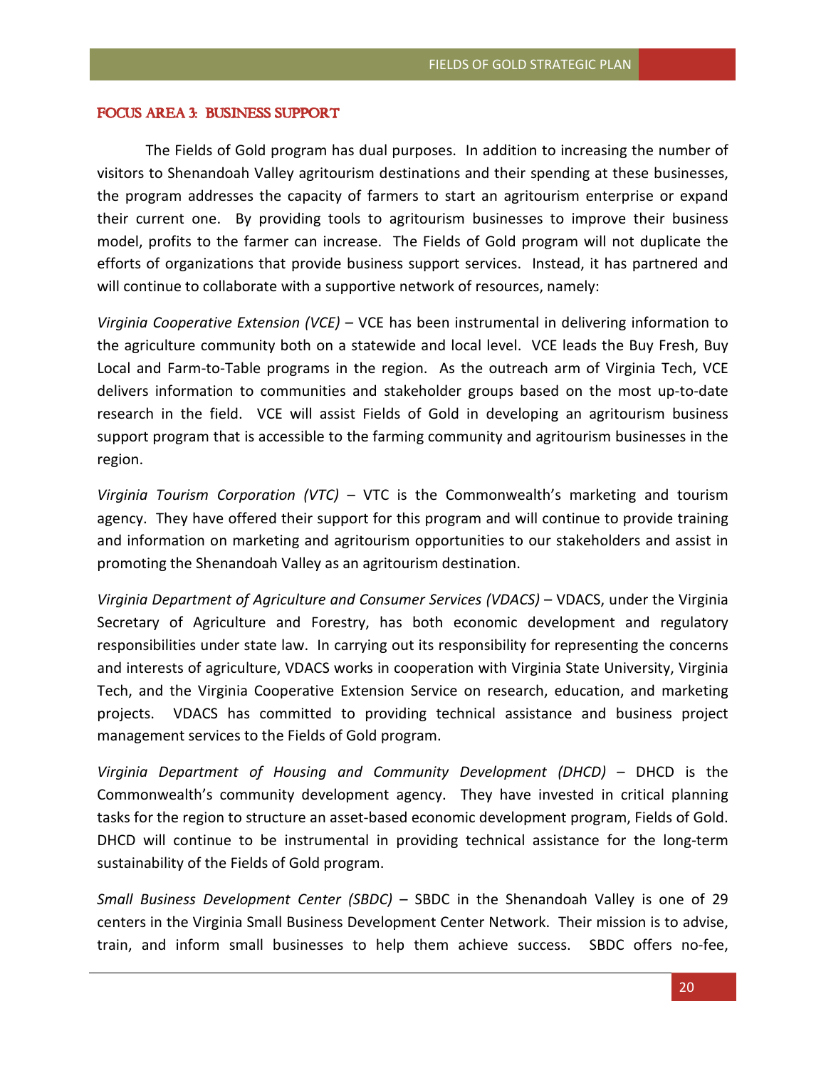### FOCUS AREA 3: BUSINESS SUPPORT

The Fields of Gold program has dual purposes. In addition to increasing the number of visitors to Shenandoah Valley agritourism destinations and their spending at these businesses, the program addresses the capacity of farmers to start an agritourism enterprise or expand their current one. By providing tools to agritourism businesses to improve their business model, profits to the farmer can increase. The Fields of Gold program will not duplicate the efforts of organizations that provide business support services. Instead, it has partnered and will continue to collaborate with a supportive network of resources, namely:

*Virginia Cooperative Extension (VCE)* – VCE has been instrumental in delivering information to the agriculture community both on a statewide and local level. VCE leads the Buy Fresh, Buy Local and Farm-to-Table programs in the region. As the outreach arm of Virginia Tech, VCE delivers information to communities and stakeholder groups based on the most up-to-date research in the field. VCE will assist Fields of Gold in developing an agritourism business support program that is accessible to the farming community and agritourism businesses in the region.

*Virginia Tourism Corporation (VTC)* – VTC is the Commonwealth's marketing and tourism agency. They have offered their support for this program and will continue to provide training and information on marketing and agritourism opportunities to our stakeholders and assist in promoting the Shenandoah Valley as an agritourism destination.

*Virginia Department of Agriculture and Consumer Services (VDACS)* – VDACS, under the Virginia Secretary of Agriculture and Forestry, has both economic development and regulatory responsibilities under state law. In carrying out its responsibility for representing the concerns and interests of agriculture, VDACS works in cooperation with Virginia State University, Virginia Tech, and the Virginia Cooperative Extension Service on research, education, and marketing projects. VDACS has committed to providing technical assistance and business project management services to the Fields of Gold program.

*Virginia Department of Housing and Community Development (DHCD)* – DHCD is the Commonwealth's community development agency. They have invested in critical planning tasks for the region to structure an asset-based economic development program, Fields of Gold. DHCD will continue to be instrumental in providing technical assistance for the long-term sustainability of the Fields of Gold program.

*Small Business Development Center (SBDC)* – SBDC in the Shenandoah Valley is one of 29 centers in the Virginia Small Business Development Center Network. Their mission is to advise, train, and inform small businesses to help them achieve success. SBDC offers no-fee,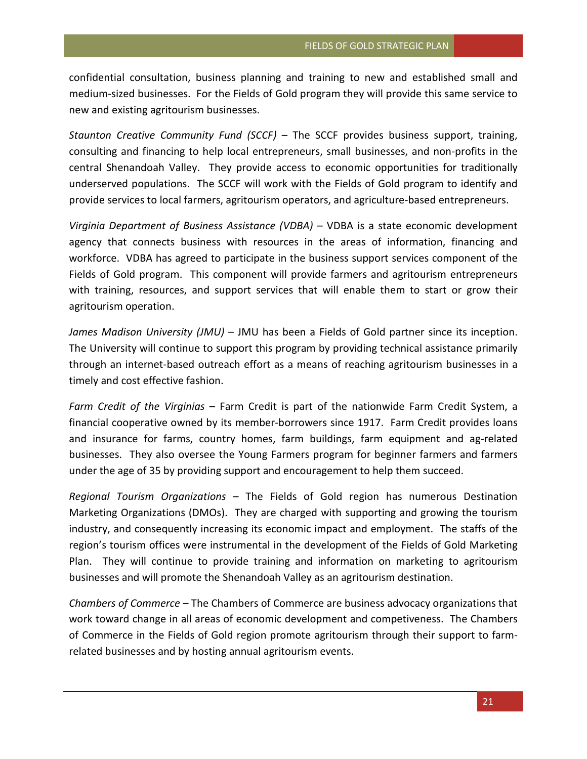confidential consultation, business planning and training to new and established small and medium-sized businesses. For the Fields of Gold program they will provide this same service to new and existing agritourism businesses.

*Staunton Creative Community Fund (SCCF)* – The SCCF provides business support, training, consulting and financing to help local entrepreneurs, small businesses, and non-profits in the central Shenandoah Valley. They provide access to economic opportunities for traditionally underserved populations. The SCCF will work with the Fields of Gold program to identify and provide services to local farmers, agritourism operators, and agriculture-based entrepreneurs.

*Virginia Department of Business Assistance (VDBA)* – VDBA is a state economic development agency that connects business with resources in the areas of information, financing and workforce. VDBA has agreed to participate in the business support services component of the Fields of Gold program. This component will provide farmers and agritourism entrepreneurs with training, resources, and support services that will enable them to start or grow their agritourism operation.

*James Madison University (JMU)* – JMU has been a Fields of Gold partner since its inception. The University will continue to support this program by providing technical assistance primarily through an internet-based outreach effort as a means of reaching agritourism businesses in a timely and cost effective fashion.

*Farm Credit of the Virginias* – Farm Credit is part of the nationwide Farm Credit System, a financial cooperative owned by its member-borrowers since 1917. Farm Credit provides loans and insurance for farms, country homes, farm buildings, farm equipment and ag-related businesses. They also oversee the Young Farmers program for beginner farmers and farmers under the age of 35 by providing support and encouragement to help them succeed.

*Regional Tourism Organizations* – The Fields of Gold region has numerous Destination Marketing Organizations (DMOs). They are charged with supporting and growing the tourism industry, and consequently increasing its economic impact and employment. The staffs of the region's tourism offices were instrumental in the development of the Fields of Gold Marketing Plan. They will continue to provide training and information on marketing to agritourism businesses and will promote the Shenandoah Valley as an agritourism destination.

*Chambers of Commerce* – The Chambers of Commerce are business advocacy organizations that work toward change in all areas of economic development and competiveness. The Chambers of Commerce in the Fields of Gold region promote agritourism through their support to farm-related businesses and by hosting annual agritourism events.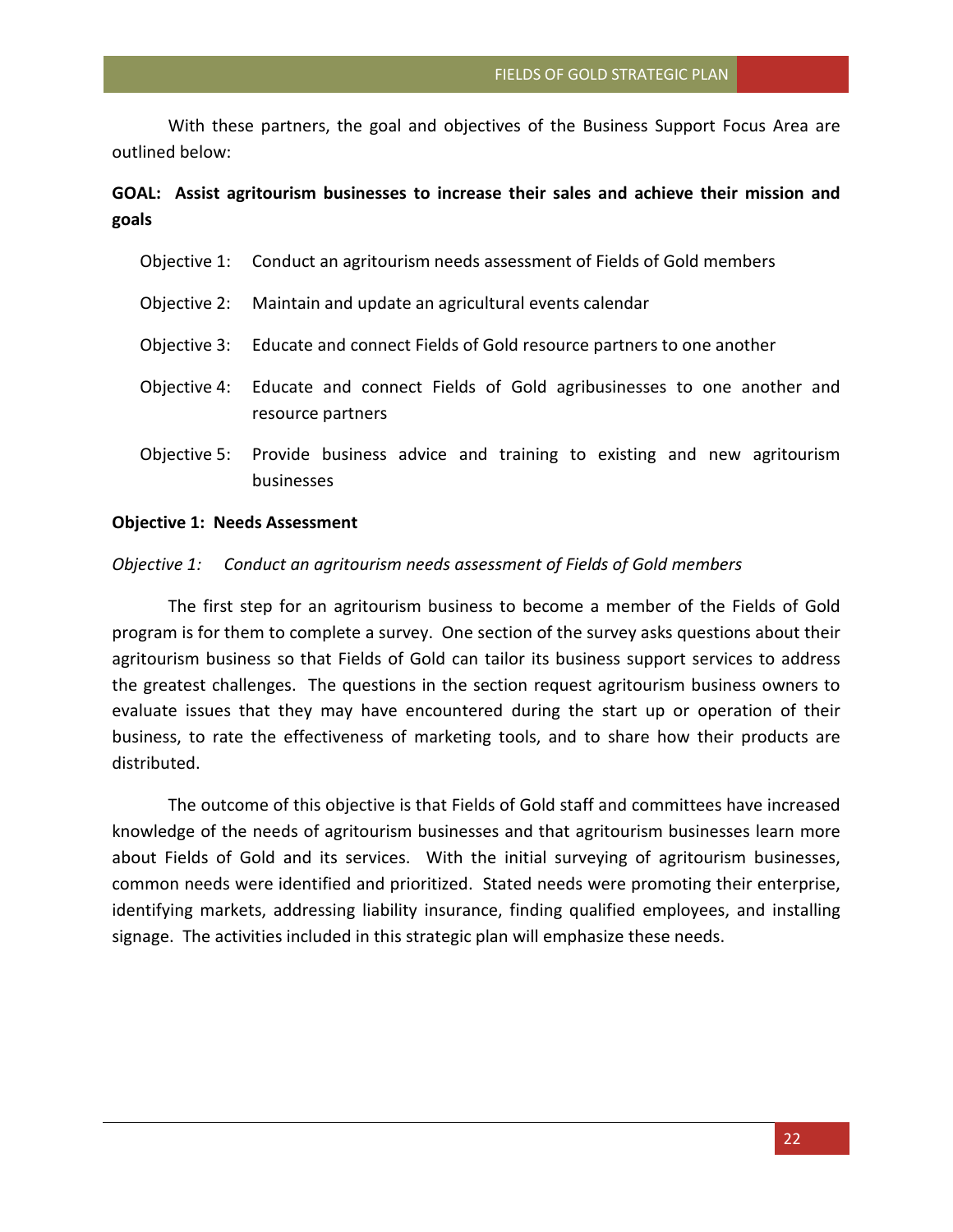With these partners, the goal and objectives of the Business Support Focus Area are outlined below:

**GOAL: Assist agritourism businesses to increase their sales and achieve their mission and goals**

- Objective 1: Conduct an agritourism needs assessment of Fields of Gold members
- Objective 2: Maintain and update an agricultural events calendar
- Objective 3: Educate and connect Fields of Gold resource partners to one another
- Objective 4: Educate and connect Fields of Gold agribusinesses to one another and resource partners
- Objective 5: Provide business advice and training to existing and new agritourism businesses

**Objective 1: Needs Assessment**

*Objective 1: Conduct an agritourism needs assessment of Fields of Gold members*

The first step for an agritourism business to become a member of the Fields of Gold program is for them to complete a survey. One section of the survey asks questions about their agritourism business so that Fields of Gold can tailor its business support services to address the greatest challenges. The questions in the section request agritourism business owners to evaluate issues that they may have encountered during the start up or operation of their business, to rate the effectiveness of marketing tools, and to share how their products are distributed.

The outcome of this objective is that Fields of Gold staff and committees have increased knowledge of the needs of agritourism businesses and that agritourism businesses learn more about Fields of Gold and its services. With the initial surveying of agritourism businesses, common needs were identified and prioritized. Stated needs were promoting their enterprise, identifying markets, addressing liability insurance, finding qualified employees, and installing signage. The activities included in this strategic plan will emphasize these needs.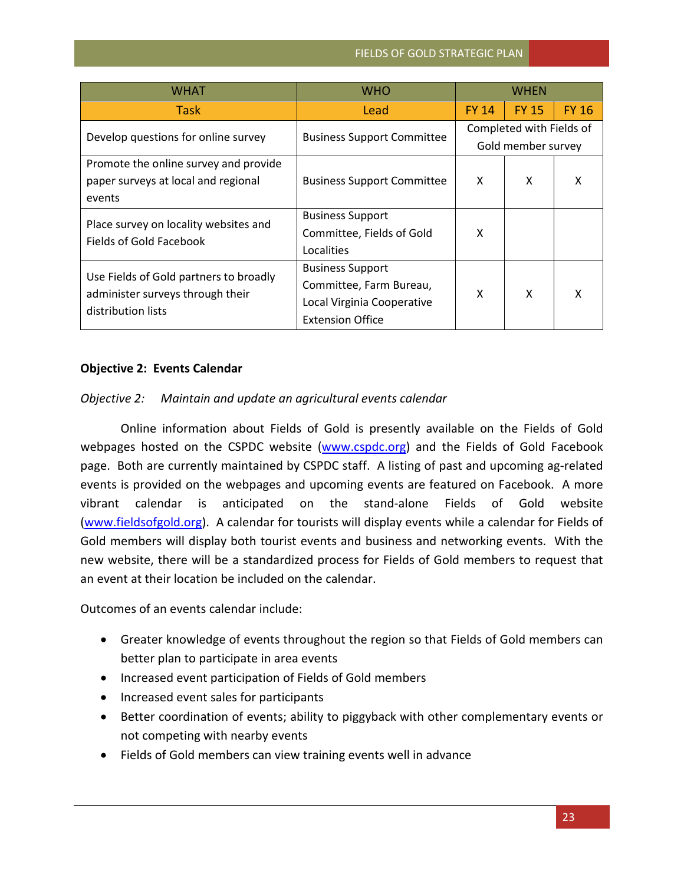| WHAT | WHO | WHEN | | |
|---|---|---|---|---|
| Task | Lead | FY 14 | FY 15 | FY 16 |
| Develop questions for online survey | Business Support Committee | Completed with Fields of Gold member survey | | |
| Promote the online survey and provide paper surveys at local and regional events | Business Support Committee | X | X | X |
| Place survey on locality websites and Fields of Gold Facebook | Business Support Committee, Fields of Gold Localities | X | | |
| Use Fields of Gold partners to broadly administer surveys through their distribution lists | Business Support Committee, Farm Bureau, Local Virginia Cooperative Extension Office | X | X | X |

**Objective 2: Events Calendar**

*Objective 2: Maintain and update an agricultural events calendar*

Online information about Fields of Gold is presently available on the Fields of Gold webpages hosted on the CSPDC website (www.cspdc.org) and the Fields of Gold Facebook page. Both are currently maintained by CSPDC staff. A listing of past and upcoming ag-related events is provided on the webpages and upcoming events are featured on Facebook. A more vibrant calendar is anticipated on the stand-alone Fields of Gold website (www.fieldsofgold.org). A calendar for tourists will display events while a calendar for Fields of Gold members will display both tourist events and business and networking events. With the new website, there will be a standardized process for Fields of Gold members to request that an event at their location be included on the calendar.

Outcomes of an events calendar include:

- Greater knowledge of events throughout the region so that Fields of Gold members can better plan to participate in area events
- Increased event participation of Fields of Gold members
- Increased event sales for participants
- Better coordination of events; ability to piggyback with other complementary events or not competing with nearby events
- Fields of Gold members can view training events well in advance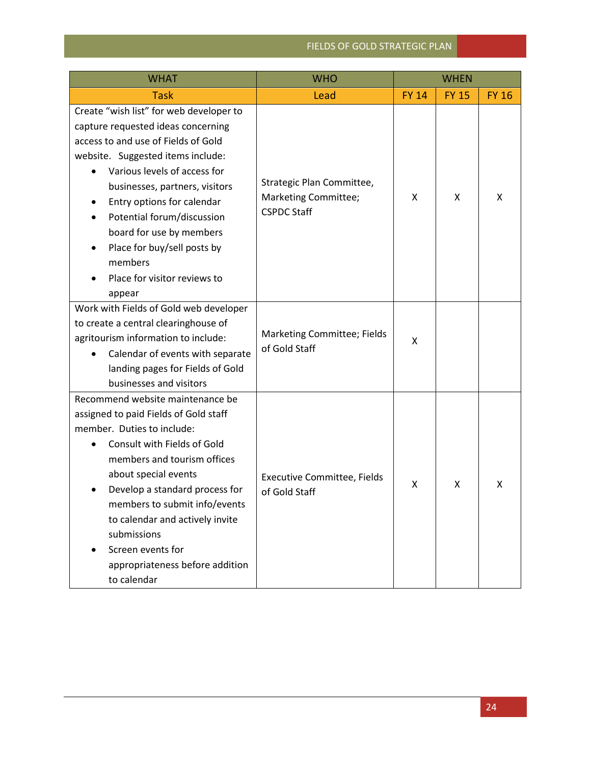| WHAT | WHO | WHEN | | |
|---|---|---|---|---|
| Task | Lead | FY 14 | FY 15 | FY 16 |
| Create "wish list" for web developer to capture requested ideas concerning access to and use of Fields of Gold website. Suggested items include:<br>• Various levels of access for businesses, partners, visitors<br>• Entry options for calendar<br>• Potential forum/discussion board for use by members<br>• Place for buy/sell posts by members<br>• Place for visitor reviews to appear | Strategic Plan Committee, Marketing Committee; CSPDC Staff | X | X | X |
| Work with Fields of Gold web developer to create a central clearinghouse of agritourism information to include:<br>• Calendar of events with separate landing pages for Fields of Gold businesses and visitors | Marketing Committee; Fields of Gold Staff | X | | |
| Recommend website maintenance be assigned to paid Fields of Gold staff member. Duties to include:<br>• Consult with Fields of Gold members and tourism offices about special events<br>• Develop a standard process for members to submit info/events to calendar and actively invite submissions<br>• Screen events for appropriateness before addition to calendar | Executive Committee, Fields of Gold Staff | X | X | X |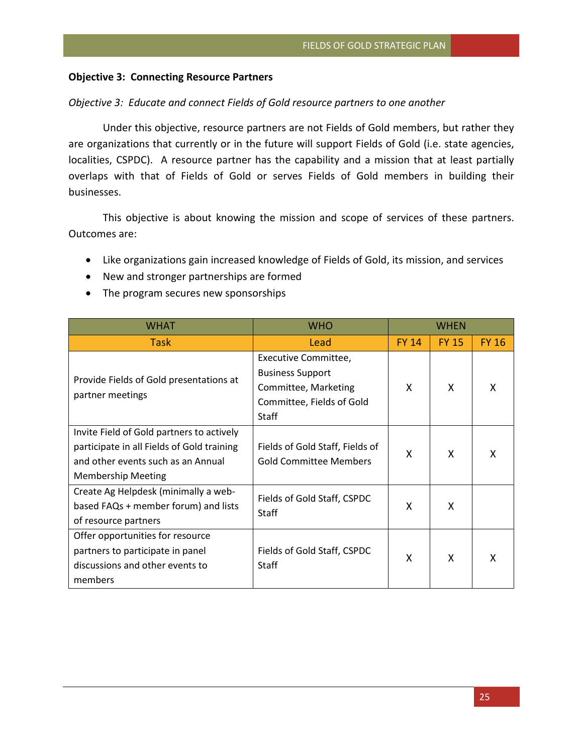**Objective 3: Connecting Resource Partners**

*Objective 3: Educate and connect Fields of Gold resource partners to one another*

Under this objective, resource partners are not Fields of Gold members, but rather they are organizations that currently or in the future will support Fields of Gold (i.e. state agencies, localities, CSPDC). A resource partner has the capability and a mission that at least partially overlaps with that of Fields of Gold or serves Fields of Gold members in building their businesses.

This objective is about knowing the mission and scope of services of these partners. Outcomes are:

- Like organizations gain increased knowledge of Fields of Gold, its mission, and services
- New and stronger partnerships are formed
- The program secures new sponsorships

| WHAT | WHO | WHEN | | |
|---|---|---|---|---|
| Task | Lead | FY 14 | FY 15 | FY 16 |
| Provide Fields of Gold presentations at partner meetings | Executive Committee, Business Support Committee, Marketing Committee, Fields of Gold Staff | X | X | X |
| Invite Field of Gold partners to actively participate in all Fields of Gold training and other events such as an Annual Membership Meeting | Fields of Gold Staff, Fields of Gold Committee Members | X | X | X |
| Create Ag Helpdesk (minimally a web-based FAQs + member forum) and lists of resource partners | Fields of Gold Staff, CSPDC Staff | X | X | |
| Offer opportunities for resource partners to participate in panel discussions and other events to members | Fields of Gold Staff, CSPDC Staff | X | X | X |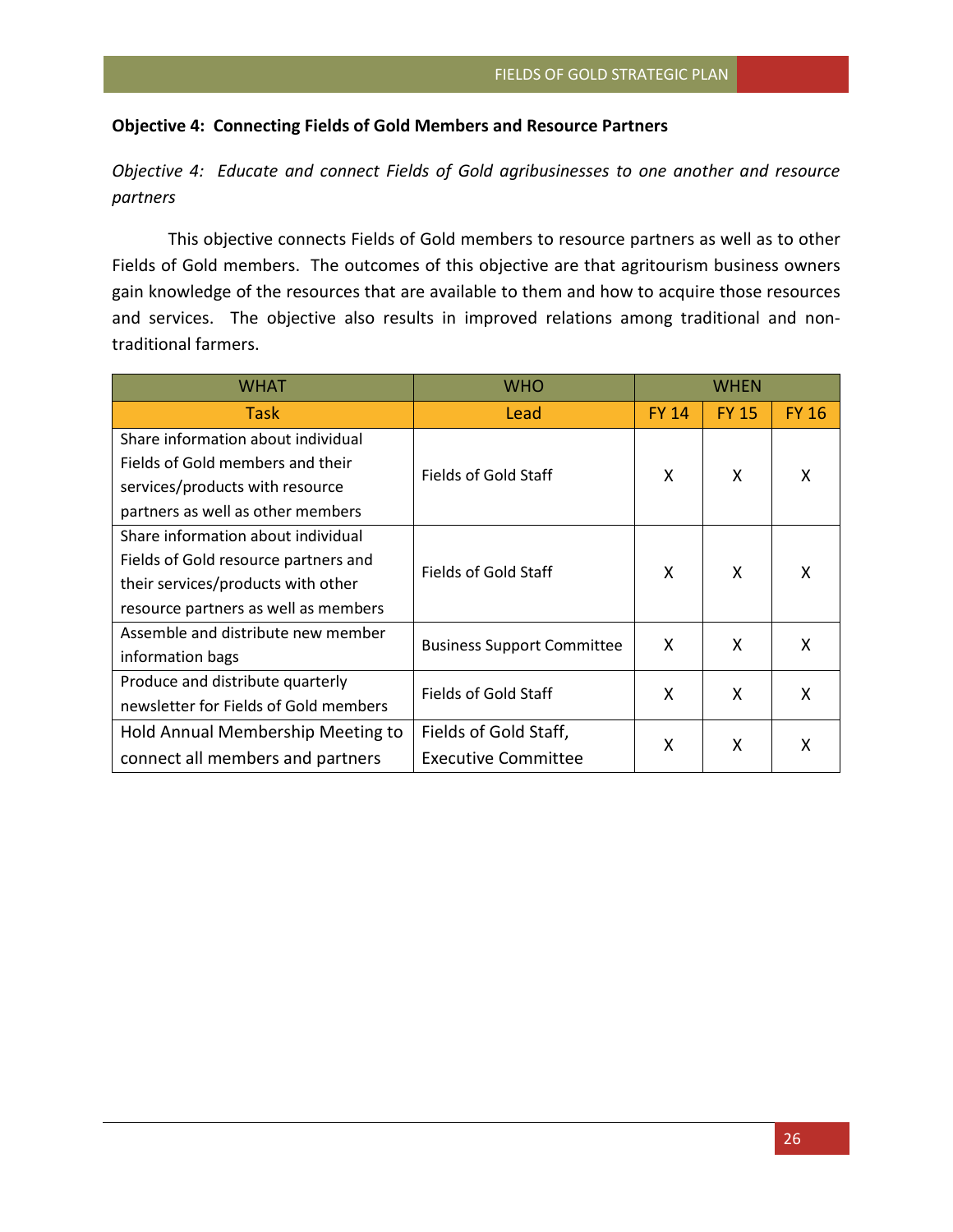**Objective 4: Connecting Fields of Gold Members and Resource Partners**

*Objective 4: Educate and connect Fields of Gold agribusinesses to one another and resource partners*

This objective connects Fields of Gold members to resource partners as well as to other Fields of Gold members. The outcomes of this objective are that agritourism business owners gain knowledge of the resources that are available to them and how to acquire those resources and services. The objective also results in improved relations among traditional and non-traditional farmers.

| WHAT | WHO | WHEN | | |
|---|---|---|---|---|
| Task | Lead | FY 14 | FY 15 | FY 16 |
| Share information about individual Fields of Gold members and their services/products with resource partners as well as other members | Fields of Gold Staff | X | X | X |
| Share information about individual Fields of Gold resource partners and their services/products with other resource partners as well as members | Fields of Gold Staff | X | X | X |
| Assemble and distribute new member information bags | Business Support Committee | X | X | X |
| Produce and distribute quarterly newsletter for Fields of Gold members | Fields of Gold Staff | X | X | X |
| Hold Annual Membership Meeting to connect all members and partners | Fields of Gold Staff, Executive Committee | X | X | X |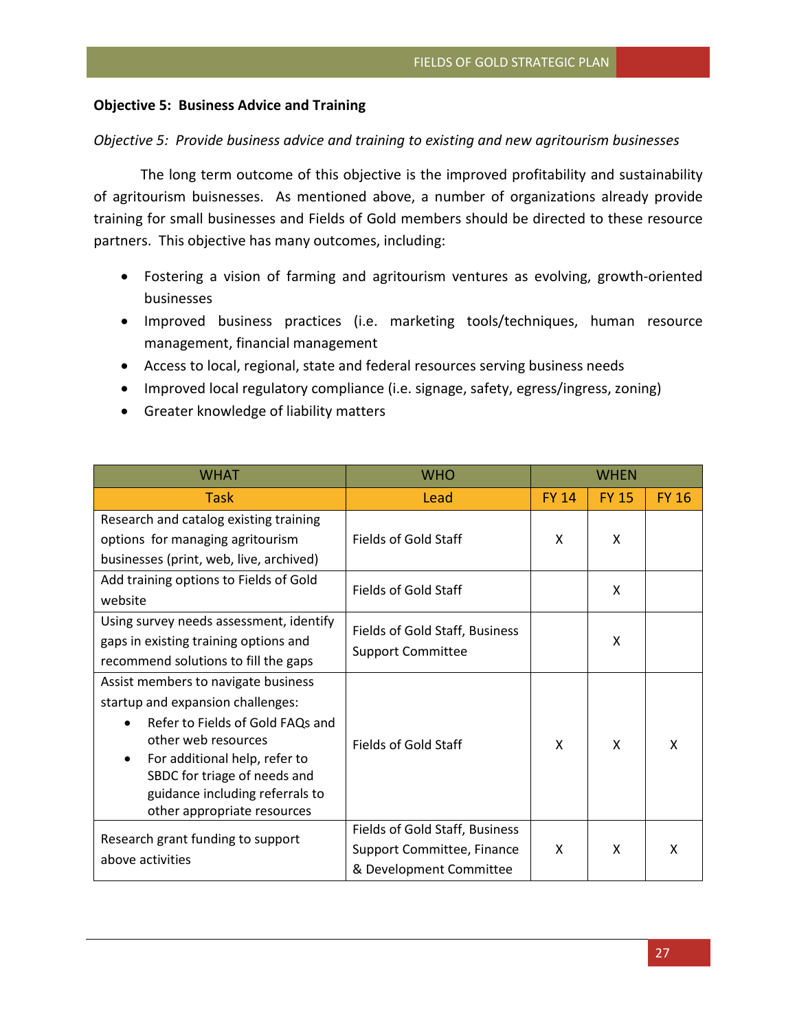**Objective 5: Business Advice and Training**

*Objective 5: Provide business advice and training to existing and new agritourism businesses*

The long term outcome of this objective is the improved profitability and sustainability of agritourism buisnesses. As mentioned above, a number of organizations already provide training for small businesses and Fields of Gold members should be directed to these resource partners. This objective has many outcomes, including:

- Fostering a vision of farming and agritourism ventures as evolving, growth-oriented businesses
- Improved business practices (i.e. marketing tools/techniques, human resource management, financial management
- Access to local, regional, state and federal resources serving business needs
- Improved local regulatory compliance (i.e. signage, safety, egress/ingress, zoning)
- Greater knowledge of liability matters

| WHAT | WHO | WHEN | | |
|---|---|---|---|---|
| Task | Lead | FY 14 | FY 15 | FY 16 |
| Research and catalog existing training options for managing agritourism businesses (print, web, live, archived) | Fields of Gold Staff | X | X | |
| Add training options to Fields of Gold website | Fields of Gold Staff | | X | |
| Using survey needs assessment, identify gaps in existing training options and recommend solutions to fill the gaps | Fields of Gold Staff, Business Support Committee | | X | |
| Assist members to navigate business startup and expansion challenges: <br>• Refer to Fields of Gold FAQs and other web resources <br>• For additional help, refer to SBDC for triage of needs and guidance including referrals to other appropriate resources | Fields of Gold Staff | X | X | X |
| Research grant funding to support above activities | Fields of Gold Staff, Business Support Committee, Finance & Development Committee | X | X | X |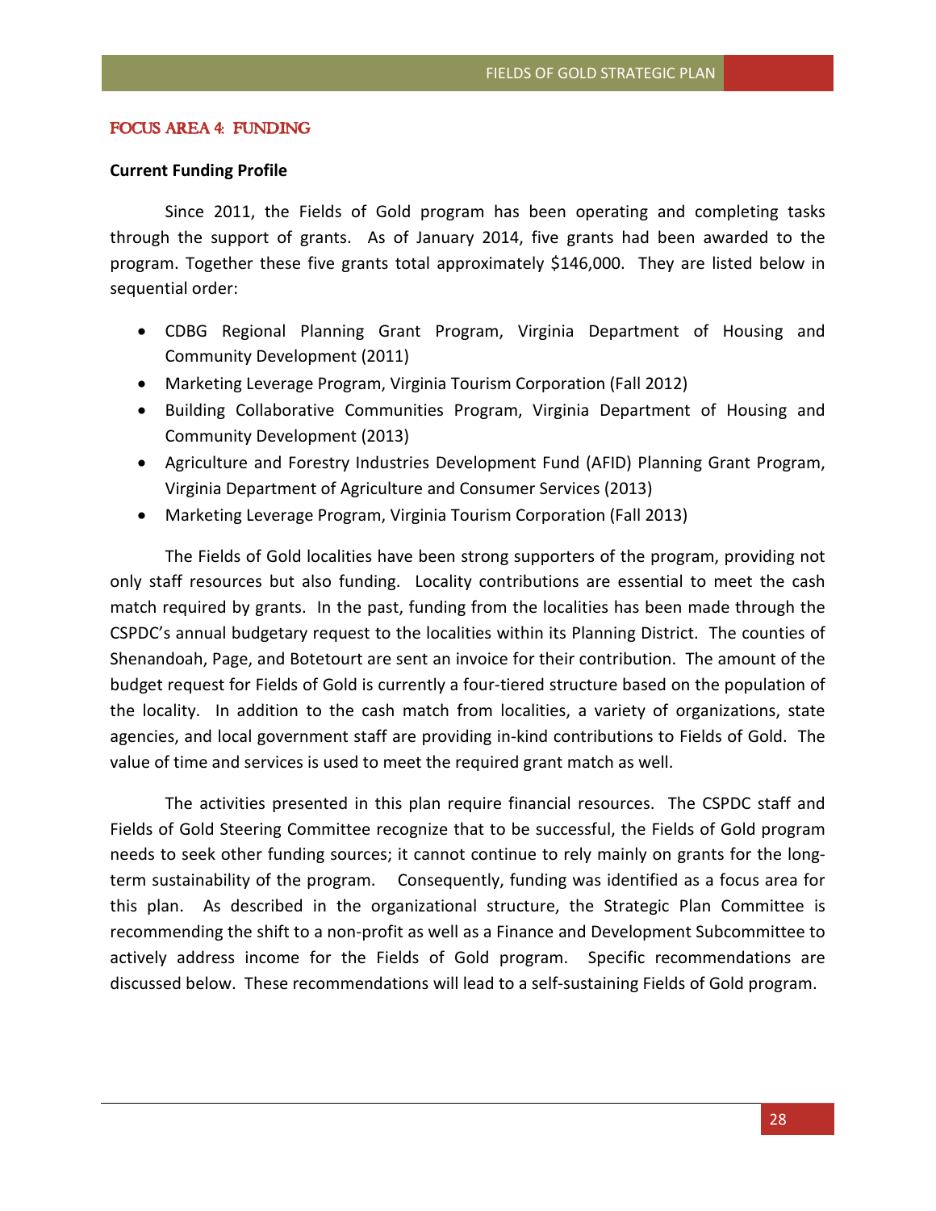## FOCUS AREA 4: FUNDING

### Current Funding Profile

Since 2011, the Fields of Gold program has been operating and completing tasks through the support of grants. As of January 2014, five grants had been awarded to the program. Together these five grants total approximately $146,000. They are listed below in sequential order:

- CDBG Regional Planning Grant Program, Virginia Department of Housing and Community Development (2011)
- Marketing Leverage Program, Virginia Tourism Corporation (Fall 2012)
- Building Collaborative Communities Program, Virginia Department of Housing and Community Development (2013)
- Agriculture and Forestry Industries Development Fund (AFID) Planning Grant Program, Virginia Department of Agriculture and Consumer Services (2013)
- Marketing Leverage Program, Virginia Tourism Corporation (Fall 2013)

The Fields of Gold localities have been strong supporters of the program, providing not only staff resources but also funding. Locality contributions are essential to meet the cash match required by grants. In the past, funding from the localities has been made through the CSPDC's annual budgetary request to the localities within its Planning District. The counties of Shenandoah, Page, and Botetourt are sent an invoice for their contribution. The amount of the budget request for Fields of Gold is currently a four-tiered structure based on the population of the locality. In addition to the cash match from localities, a variety of organizations, state agencies, and local government staff are providing in-kind contributions to Fields of Gold. The value of time and services is used to meet the required grant match as well.

The activities presented in this plan require financial resources. The CSPDC staff and Fields of Gold Steering Committee recognize that to be successful, the Fields of Gold program needs to seek other funding sources; it cannot continue to rely mainly on grants for the long-term sustainability of the program. Consequently, funding was identified as a focus area for this plan. As described in the organizational structure, the Strategic Plan Committee is recommending the shift to a non-profit as well as a Finance and Development Subcommittee to actively address income for the Fields of Gold program. Specific recommendations are discussed below. These recommendations will lead to a self-sustaining Fields of Gold program.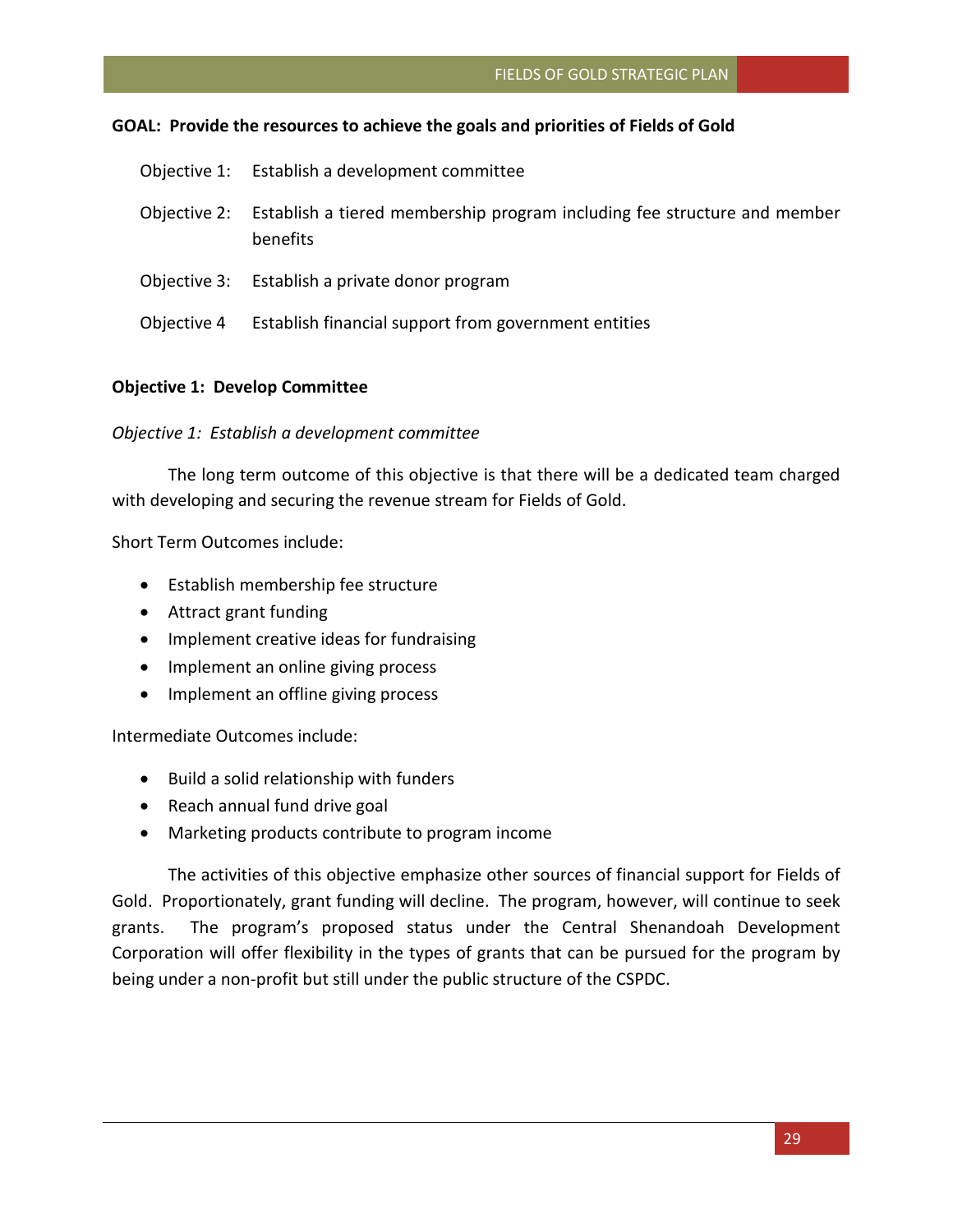**GOAL: Provide the resources to achieve the goals and priorities of Fields of Gold**

Objective 1: Establish a development committee

Objective 2: Establish a tiered membership program including fee structure and member benefits

Objective 3: Establish a private donor program

Objective 4 Establish financial support from government entities

**Objective 1: Develop Committee**

*Objective 1: Establish a development committee*

The long term outcome of this objective is that there will be a dedicated team charged with developing and securing the revenue stream for Fields of Gold.

Short Term Outcomes include:

- Establish membership fee structure
- Attract grant funding
- Implement creative ideas for fundraising
- Implement an online giving process
- Implement an offline giving process

Intermediate Outcomes include:

- Build a solid relationship with funders
- Reach annual fund drive goal
- Marketing products contribute to program income

The activities of this objective emphasize other sources of financial support for Fields of Gold. Proportionately, grant funding will decline. The program, however, will continue to seek grants. The program's proposed status under the Central Shenandoah Development Corporation will offer flexibility in the types of grants that can be pursued for the program by being under a non-profit but still under the public structure of the CSPDC.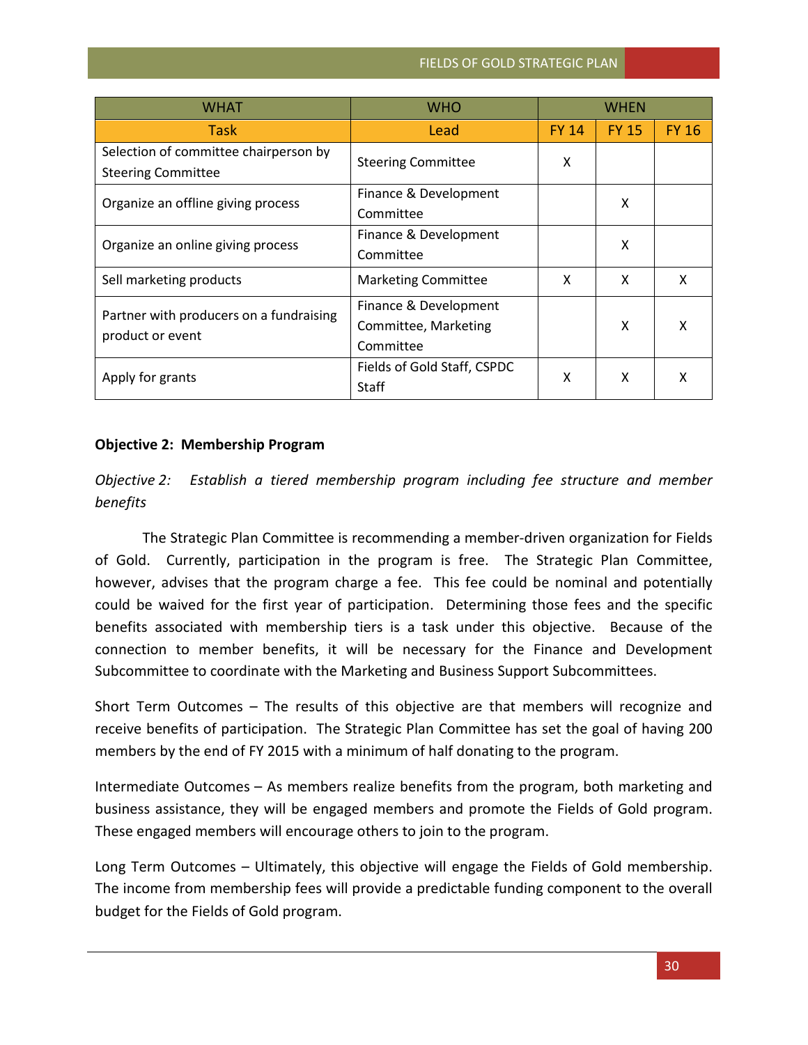| WHAT | WHO | WHEN | | |
|---|---|---|---|---|
| Task | Lead | FY 14 | FY 15 | FY 16 |
| Selection of committee chairperson by Steering Committee | Steering Committee | X | | |
| Organize an offline giving process | Finance & Development Committee | | X | |
| Organize an online giving process | Finance & Development Committee | | X | |
| Sell marketing products | Marketing Committee | X | X | X |
| Partner with producers on a fundraising product or event | Finance & Development Committee, Marketing Committee | | X | X |
| Apply for grants | Fields of Gold Staff, CSPDC Staff | X | X | X |

**Objective 2: Membership Program**

*Objective 2: Establish a tiered membership program including fee structure and member benefits*

The Strategic Plan Committee is recommending a member-driven organization for Fields of Gold. Currently, participation in the program is free. The Strategic Plan Committee, however, advises that the program charge a fee. This fee could be nominal and potentially could be waived for the first year of participation. Determining those fees and the specific benefits associated with membership tiers is a task under this objective. Because of the connection to member benefits, it will be necessary for the Finance and Development Subcommittee to coordinate with the Marketing and Business Support Subcommittees.

Short Term Outcomes – The results of this objective are that members will recognize and receive benefits of participation. The Strategic Plan Committee has set the goal of having 200 members by the end of FY 2015 with a minimum of half donating to the program.

Intermediate Outcomes – As members realize benefits from the program, both marketing and business assistance, they will be engaged members and promote the Fields of Gold program. These engaged members will encourage others to join to the program.

Long Term Outcomes – Ultimately, this objective will engage the Fields of Gold membership. The income from membership fees will provide a predictable funding component to the overall budget for the Fields of Gold program.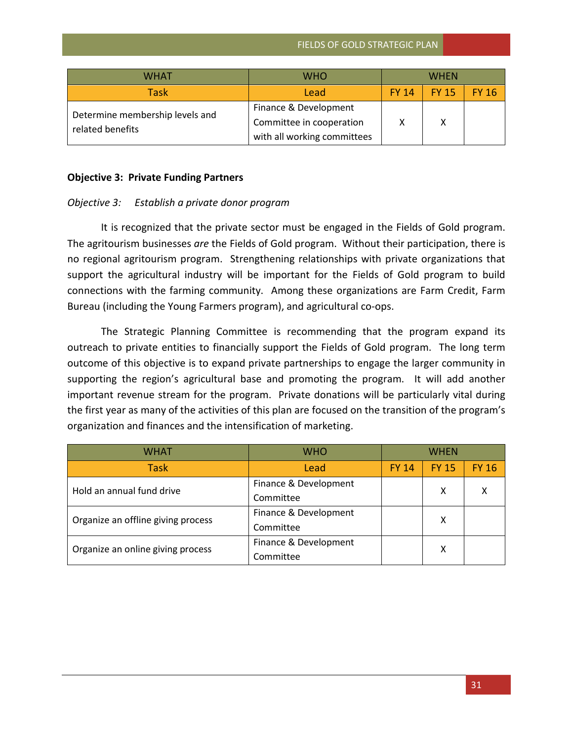| WHAT | WHO | WHEN | | |
|---|---|---|---|---|
| Task | Lead | FY 14 | FY 15 | FY 16 |
| Determine membership levels and related benefits | Finance & Development Committee in cooperation with all working committees | X | X | |

**Objective 3: Private Funding Partners**

*Objective 3: Establish a private donor program*

It is recognized that the private sector must be engaged in the Fields of Gold program. The agritourism businesses *are* the Fields of Gold program. Without their participation, there is no regional agritourism program. Strengthening relationships with private organizations that support the agricultural industry will be important for the Fields of Gold program to build connections with the farming community. Among these organizations are Farm Credit, Farm Bureau (including the Young Farmers program), and agricultural co-ops.

The Strategic Planning Committee is recommending that the program expand its outreach to private entities to financially support the Fields of Gold program. The long term outcome of this objective is to expand private partnerships to engage the larger community in supporting the region's agricultural base and promoting the program. It will add another important revenue stream for the program. Private donations will be particularly vital during the first year as many of the activities of this plan are focused on the transition of the program's organization and finances and the intensification of marketing.

| WHAT | WHO | WHEN | | |
|---|---|---|---|---|
| Task | Lead | FY 14 | FY 15 | FY 16 |
| Hold an annual fund drive | Finance & Development Committee | | X | X |
| Organize an offline giving process | Finance & Development Committee | | X | |
| Organize an online giving process | Finance & Development Committee | | X | |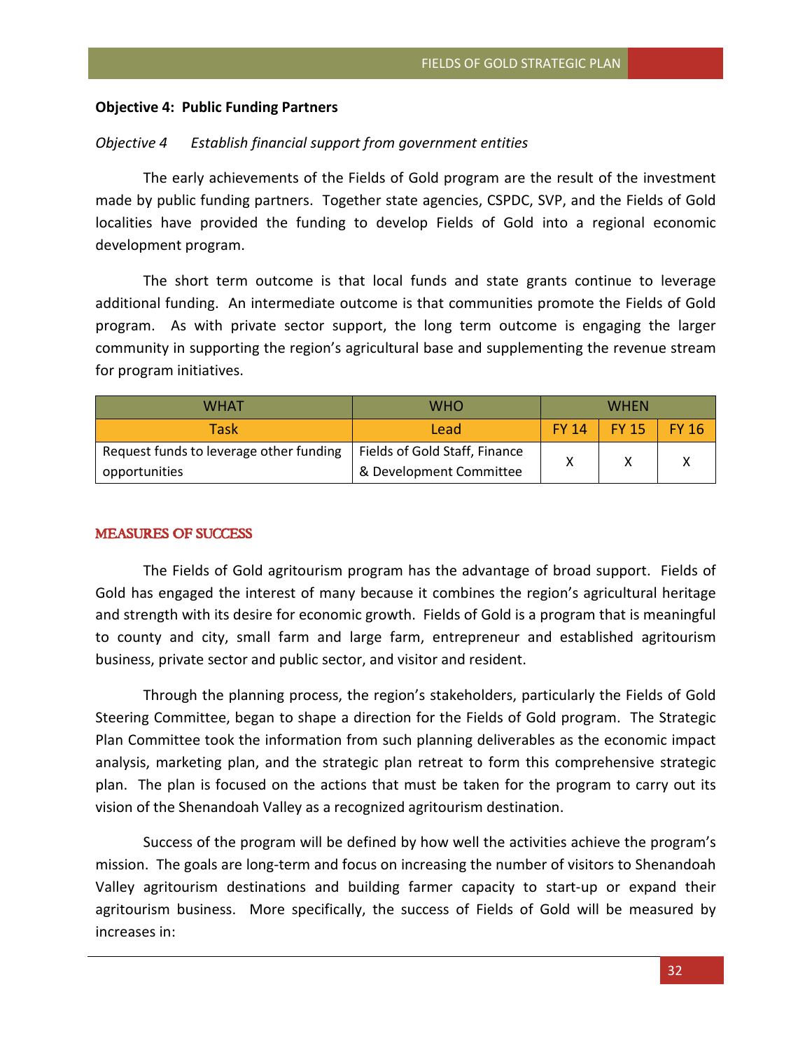**Objective 4: Public Funding Partners**

*Objective 4 Establish financial support from government entities*

The early achievements of the Fields of Gold program are the result of the investment made by public funding partners. Together state agencies, CSPDC, SVP, and the Fields of Gold localities have provided the funding to develop Fields of Gold into a regional economic development program.

The short term outcome is that local funds and state grants continue to leverage additional funding. An intermediate outcome is that communities promote the Fields of Gold program. As with private sector support, the long term outcome is engaging the larger community in supporting the region's agricultural base and supplementing the revenue stream for program initiatives.

| WHAT | WHO | WHEN | | |
|---|---|---|---|---|
| Task | Lead | FY 14 | FY 15 | FY 16 |
| Request funds to leverage other funding opportunities | Fields of Gold Staff, Finance & Development Committee | X | X | X |

## MEASURES OF SUCCESS

The Fields of Gold agritourism program has the advantage of broad support. Fields of Gold has engaged the interest of many because it combines the region's agricultural heritage and strength with its desire for economic growth. Fields of Gold is a program that is meaningful to county and city, small farm and large farm, entrepreneur and established agritourism business, private sector and public sector, and visitor and resident.

Through the planning process, the region's stakeholders, particularly the Fields of Gold Steering Committee, began to shape a direction for the Fields of Gold program. The Strategic Plan Committee took the information from such planning deliverables as the economic impact analysis, marketing plan, and the strategic plan retreat to form this comprehensive strategic plan. The plan is focused on the actions that must be taken for the program to carry out its vision of the Shenandoah Valley as a recognized agritourism destination.

Success of the program will be defined by how well the activities achieve the program's mission. The goals are long-term and focus on increasing the number of visitors to Shenandoah Valley agritourism destinations and building farmer capacity to start-up or expand their agritourism business. More specifically, the success of Fields of Gold will be measured by increases in: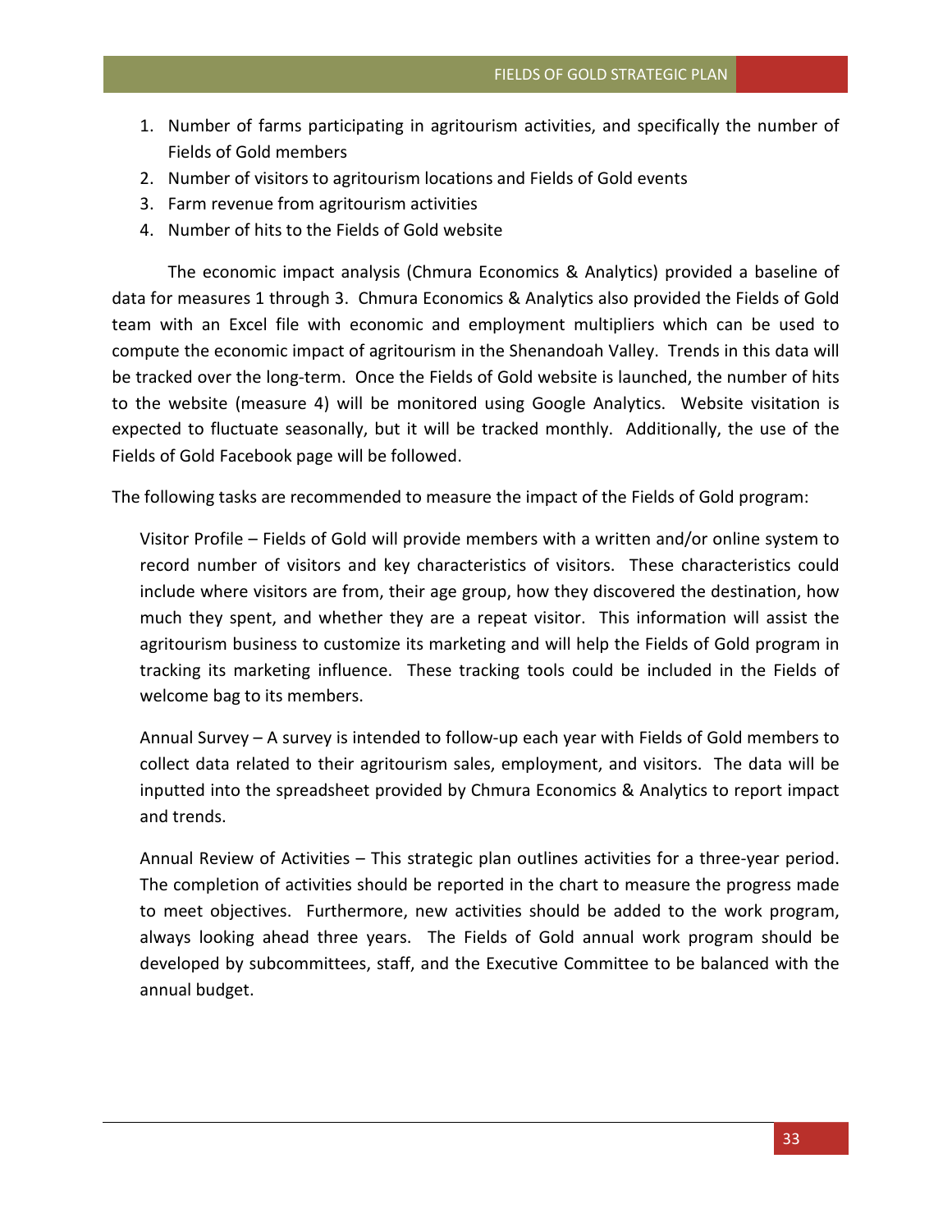1. Number of farms participating in agritourism activities, and specifically the number of Fields of Gold members
2. Number of visitors to agritourism locations and Fields of Gold events
3. Farm revenue from agritourism activities
4. Number of hits to the Fields of Gold website

The economic impact analysis (Chmura Economics & Analytics) provided a baseline of data for measures 1 through 3. Chmura Economics & Analytics also provided the Fields of Gold team with an Excel file with economic and employment multipliers which can be used to compute the economic impact of agritourism in the Shenandoah Valley. Trends in this data will be tracked over the long-term. Once the Fields of Gold website is launched, the number of hits to the website (measure 4) will be monitored using Google Analytics. Website visitation is expected to fluctuate seasonally, but it will be tracked monthly. Additionally, the use of the Fields of Gold Facebook page will be followed.

The following tasks are recommended to measure the impact of the Fields of Gold program:

Visitor Profile – Fields of Gold will provide members with a written and/or online system to record number of visitors and key characteristics of visitors. These characteristics could include where visitors are from, their age group, how they discovered the destination, how much they spent, and whether they are a repeat visitor. This information will assist the agritourism business to customize its marketing and will help the Fields of Gold program in tracking its marketing influence. These tracking tools could be included in the Fields of welcome bag to its members.

Annual Survey – A survey is intended to follow-up each year with Fields of Gold members to collect data related to their agritourism sales, employment, and visitors. The data will be inputted into the spreadsheet provided by Chmura Economics & Analytics to report impact and trends.

Annual Review of Activities – This strategic plan outlines activities for a three-year period. The completion of activities should be reported in the chart to measure the progress made to meet objectives. Furthermore, new activities should be added to the work program, always looking ahead three years. The Fields of Gold annual work program should be developed by subcommittees, staff, and the Executive Committee to be balanced with the annual budget.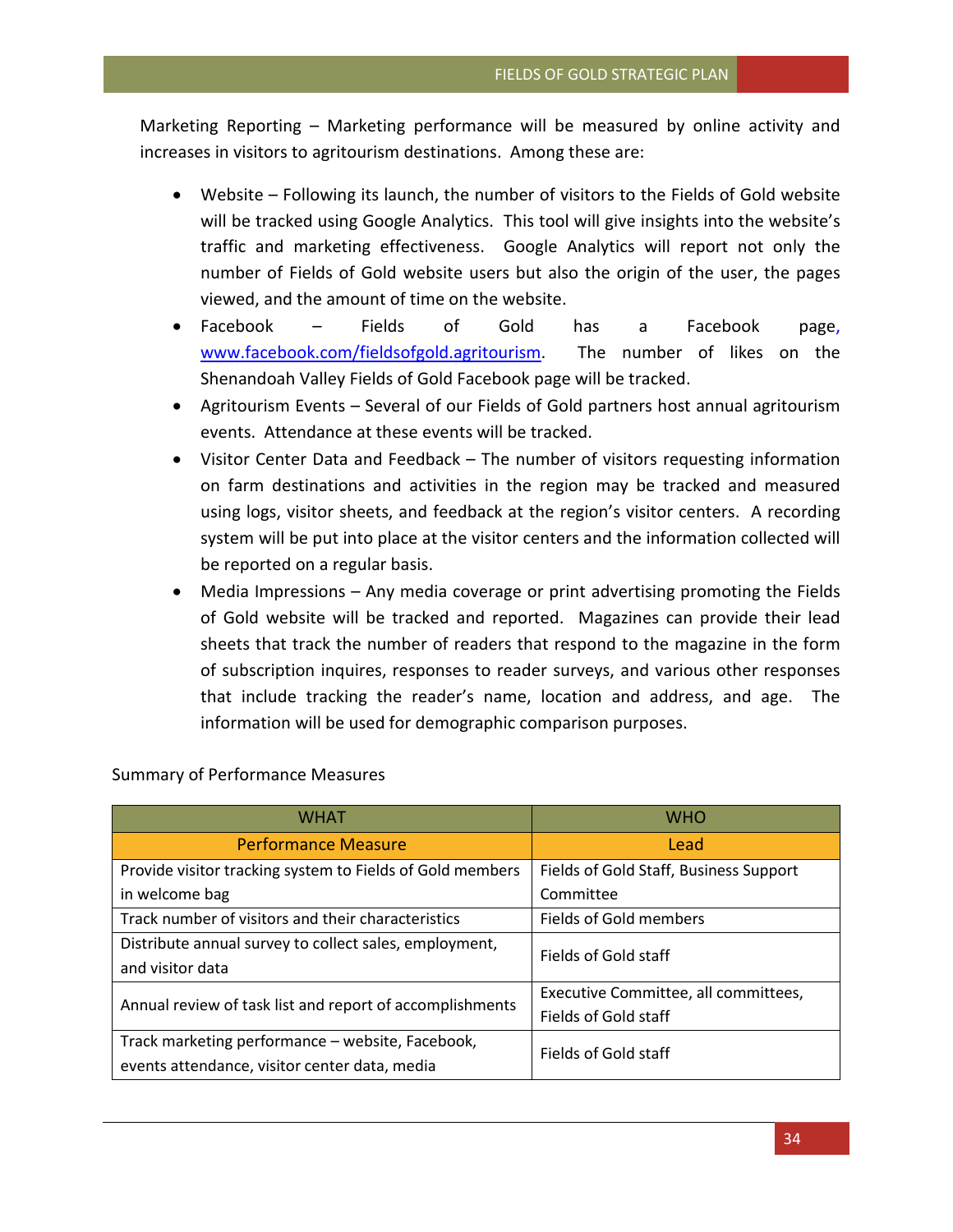Marketing Reporting – Marketing performance will be measured by online activity and increases in visitors to agritourism destinations. Among these are:

- Website – Following its launch, the number of visitors to the Fields of Gold website will be tracked using Google Analytics. This tool will give insights into the website's traffic and marketing effectiveness. Google Analytics will report not only the number of Fields of Gold website users but also the origin of the user, the pages viewed, and the amount of time on the website.
- Facebook – Fields of Gold has a Facebook page, www.facebook.com/fieldsofgold.agritourism. The number of likes on the Shenandoah Valley Fields of Gold Facebook page will be tracked.
- Agritourism Events – Several of our Fields of Gold partners host annual agritourism events. Attendance at these events will be tracked.
- Visitor Center Data and Feedback – The number of visitors requesting information on farm destinations and activities in the region may be tracked and measured using logs, visitor sheets, and feedback at the region's visitor centers. A recording system will be put into place at the visitor centers and the information collected will be reported on a regular basis.
- Media Impressions – Any media coverage or print advertising promoting the Fields of Gold website will be tracked and reported. Magazines can provide their lead sheets that track the number of readers that respond to the magazine in the form of subscription inquires, responses to reader surveys, and various other responses that include tracking the reader's name, location and address, and age. The information will be used for demographic comparison purposes.

Summary of Performance Measures

| WHAT | WHO |
|---|---|
| Performance Measure | Lead |
| Provide visitor tracking system to Fields of Gold members in welcome bag | Fields of Gold Staff, Business Support Committee |
| Track number of visitors and their characteristics | Fields of Gold members |
| Distribute annual survey to collect sales, employment, and visitor data | Fields of Gold staff |
| Annual review of task list and report of accomplishments | Executive Committee, all committees, Fields of Gold staff |
| Track marketing performance – website, Facebook, events attendance, visitor center data, media | Fields of Gold staff |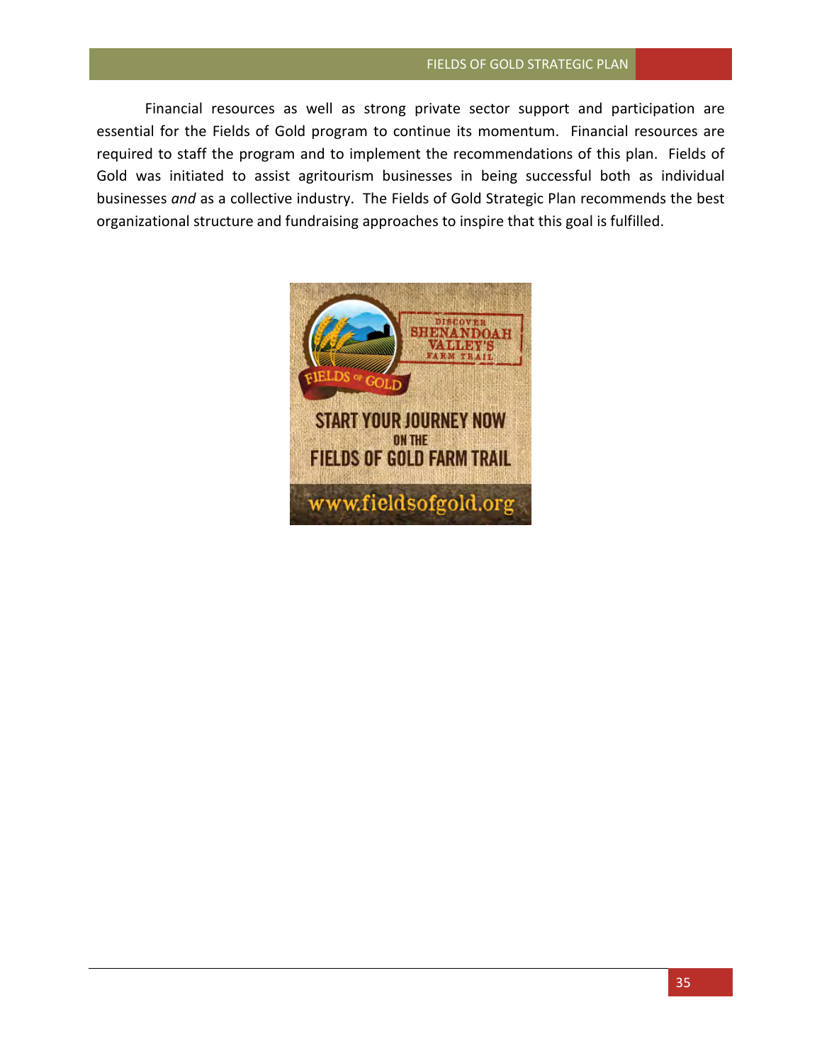Financial resources as well as strong private sector support and participation are essential for the Fields of Gold program to continue its momentum. Financial resources are required to staff the program and to implement the recommendations of this plan. Fields of Gold was initiated to assist agritourism businesses in being successful both as individual businesses *and* as a collective industry. The Fields of Gold Strategic Plan recommends the best organizational structure and fundraising approaches to inspire that this goal is fulfilled.